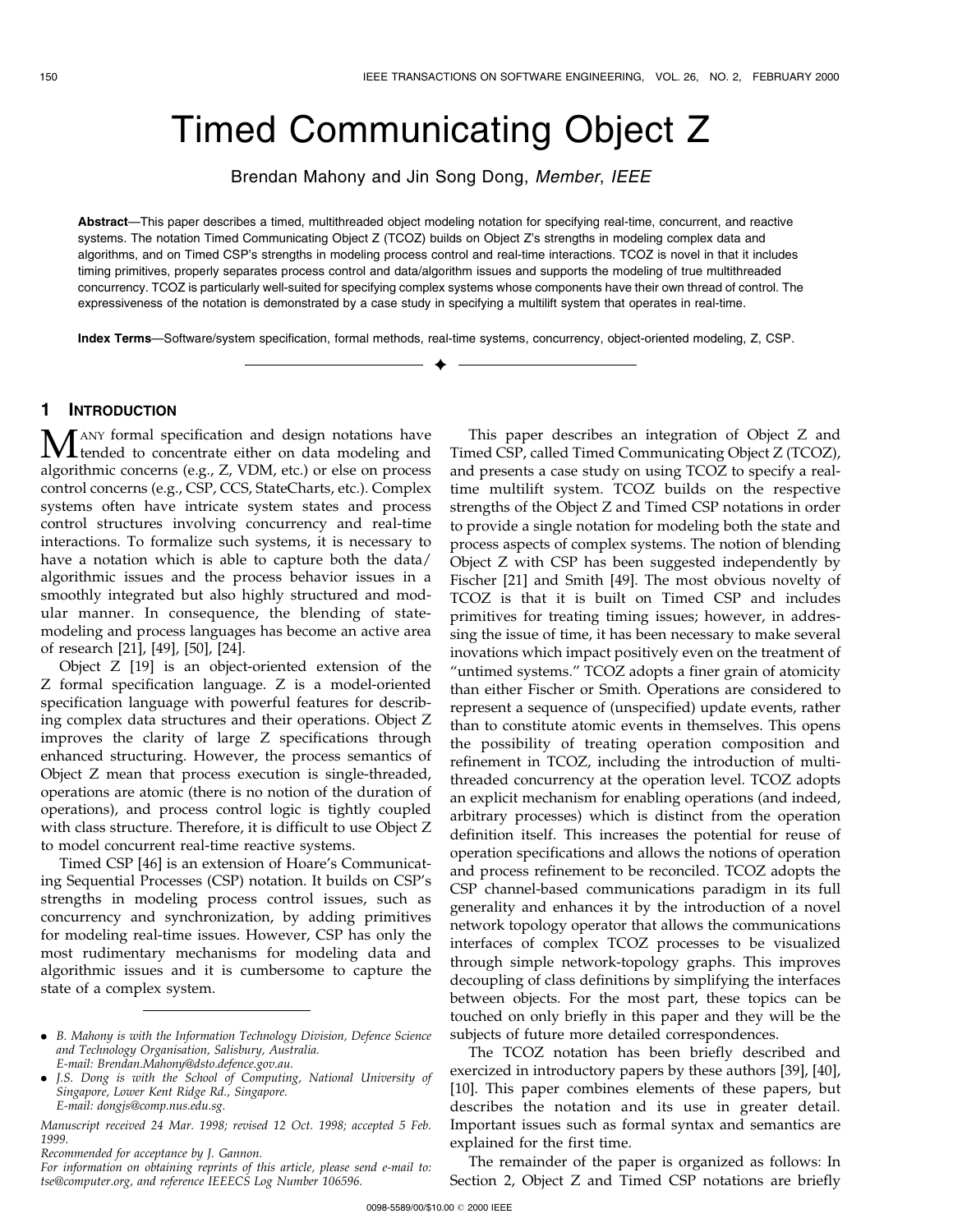# Timed Communicating Object Z

Brendan Mahony and Jin Song Dong, *Member*, *IEEE*

**Abstract**—This paper describes a timed, multithreaded object modeling notation for specifying real-time, concurrent, and reactive systems. The notation Timed Communicating Object Z (TCOZ) builds on Object Z's strengths in modeling complex data and algorithms, and on Timed CSP's strengths in modeling process control and real-time interactions. TCOZ is novel in that it includes timing primitives, properly separates process control and data/algorithm issues and supports the modeling of true multithreaded concurrency. TCOZ is particularly well-suited for specifying complex systems whose components have their own thread of control. The expressiveness of the notation is demonstrated by a case study in specifying a multilift system that operates in real-time.

**Index Terms**—Software/system specification, formal methods, real-time systems, concurrency, object-oriented modeling, Z, CSP.

## 1 Introduction

Many formal specification and design notations have tended to concentrate either on data modeling and algorithmic concerns (e.g., Z, VDM, etc.) or else on process control concerns (e.g., CSP, CCS, StateCharts, etc.). Complex systems often have intricate system states and process control structures involving concurrency and real-time interactions. To formalize such systems, it is necessary to have a notation which is able to capture both the data/algorithmic issues and the process behavior issues in a smoothly integrated but also highly structured and modular manner. In consequence, the blending of state-modeling and process languages has become an active area of research [21], [49], [50], [24].

Object Z [19] is an object-oriented extension of the Z formal specification language. Z is a model-oriented specification language with powerful features for describing complex data structures and their operations. Object Z improves the clarity of large Z specifications through enhanced structuring. However, the process semantics of Object Z mean that process execution is single-threaded, operations are atomic (there is no notion of the duration of operations), and process control logic is tightly coupled with class structure. Therefore, it is difficult to use Object Z to model concurrent real-time reactive systems.

Timed CSP [46] is an extension of Hoare's Communicating Sequential Processes (CSP) notation. It builds on CSP's strengths in modeling process control issues, such as concurrency and synchronization, by adding primitives for modeling real-time issues. However, CSP has only the most rudimentary mechanisms for modeling data and algorithmic issues and it is cumbersome to capture the state of a complex system.

- *B. Mahony is with the Information Technology Division, Defence Science and Technology Organisation, Salisbury, Australia. E-mail: Brendan.Mahony@dsto.defence.gov.au.*
- *J.S. Dong is with the School of Computing, National University of Singapore, Lower Kent Ridge Rd., Singapore. E-mail: dongjs@comp.nus.edu.sg.*

*Manuscript received 24 Mar. 1998; revised 12 Oct. 1998; accepted 5 Feb. 1999.*

*Recommended for acceptance by J. Gannon.*

*For information on obtaining reprints of this article, please send e-mail to: tse@computer.org, and reference IEEECS Log Number 106596.*

This paper describes an integration of Object Z and Timed CSP, called Timed Communicating Object Z (TCOZ), and presents a case study on using TCOZ to specify a real-time multilift system. TCOZ builds on the respective strengths of the Object Z and Timed CSP notations in order to provide a single notation for modeling both the state and process aspects of complex systems. The notion of blending Object Z with CSP has been suggested independently by Fischer [21] and Smith [49]. The most obvious novelty of TCOZ is that it is built on Timed CSP and includes primitives for treating timing issues; however, in addressing the issue of time, it has been necessary to make several inovations which impact positively even on the treatment of "untimed systems." TCOZ adopts a finer grain of atomicity than either Fischer or Smith. Operations are considered to represent a sequence of (unspecified) update events, rather than to constitute atomic events in themselves. This opens the possibility of treating operation composition and refinement in TCOZ, including the introduction of multithreaded concurrency at the operation level. TCOZ adopts an explicit mechanism for enabling operations (and indeed, arbitrary processes) which is distinct from the operation definition itself. This increases the potential for reuse of operation specifications and allows the notions of operation and process refinement to be reconciled. TCOZ adopts the CSP channel-based communications paradigm in its full generality and enhances it by the introduction of a novel network topology operator that allows the communications interfaces of complex TCOZ processes to be visualized through simple network-topology graphs. This improves decoupling of class definitions by simplifying the interfaces between objects. For the most part, these topics can be touched on only briefly in this paper and they will be the subjects of future more detailed correspondences.

The TCOZ notation has been briefly described and exercized in introductory papers by these authors [39], [40], [10]. This paper combines elements of these papers, but describes the notation and its use in greater detail. Important issues such as formal syntax and semantics are explained for the first time.

The remainder of the paper is organized as follows: In Section 2, Object Z and Timed CSP notations are briefly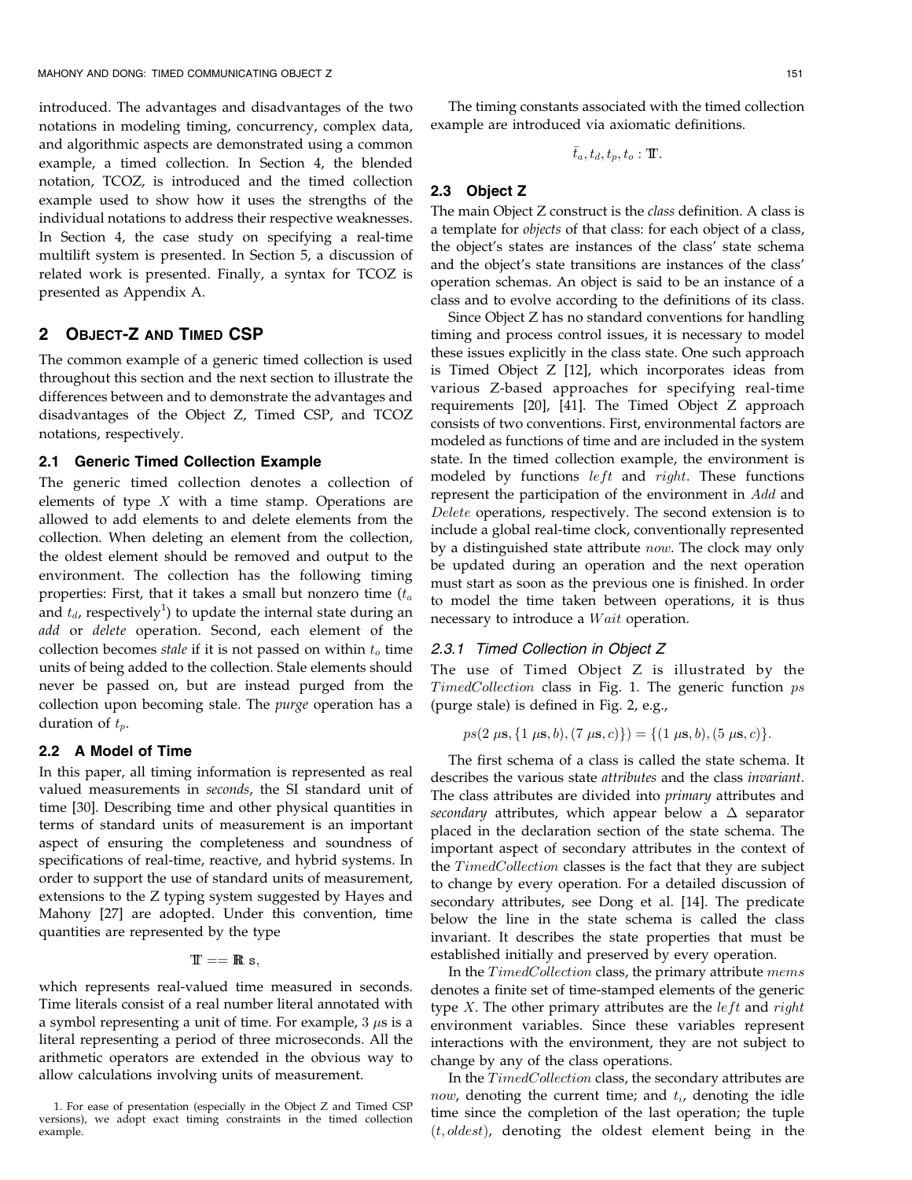introduced. The advantages and disadvantages of the two notations in modeling timing, concurrency, complex data, and algorithmic aspects are demonstrated using a common example, a timed collection. In Section 4, the blended notation, TCOZ, is introduced and the timed collection example used to show how it uses the strengths of the individual notations to address their respective weaknesses. In Section 4, the case study on specifying a real-time multilift system is presented. In Section 5, a discussion of related work is presented. Finally, a syntax for TCOZ is presented as Appendix A.

## 2 Object-Z and Timed CSP

The common example of a generic timed collection is used throughout this section and the next section to illustrate the differences between and to demonstrate the advantages and disadvantages of the Object Z, Timed CSP, and TCOZ notations, respectively.

### 2.1 Generic Timed Collection Example

The generic timed collection denotes a collection of elements of type $X$ with a time stamp. Operations are allowed to add elements to and delete elements from the collection. When deleting an element from the collection, the oldest element should be removed and output to the environment. The collection has the following timing properties: First, that it takes a small but nonzero time ($t_a$ and $t_d$, respectively[1]) to update the internal state during an *add* or *delete* operation. Second, each element of the collection becomes *stale* if it is not passed on within $t_o$ time units of being added to the collection. Stale elements should never be passed on, but are instead purged from the collection upon becoming stale. The *purge* operation has a duration of $t_p$.

### 2.2 A Model of Time

In this paper, all timing information is represented as real valued measurements in *seconds*, the SI standard unit of time [30]. Describing time and other physical quantities in terms of standard units of measurement is an important aspect of ensuring the completeness and soundness of specifications of real-time, reactive, and hybrid systems. In order to support the use of standard units of measurement, extensions to the Z typing system suggested by Hayes and Mahony [27] are adopted. Under this convention, time quantities are represented by the type

$$\mathbb{T} == \mathbb{R}\ \mathrm{s},$$

which represents real-valued time measured in seconds. Time literals consist of a real number literal annotated with a symbol representing a unit of time. For example, $3\ \mu\mathrm{s}$ is a literal representing a period of three microseconds. All the arithmetic operators are extended in the obvious way to allow calculations involving units of measurement.

1. For ease of presentation (especially in the Object Z and Timed CSP versions), we adopt exact timing constraints in the timed collection example.

The timing constants associated with the timed collection example are introduced via axiomatic definitions.

$$\bar{t}_a, t_d, t_p, t_o : \mathbb{T}.$$

### 2.3 Object Z

The main Object Z construct is the *class* definition. A class is a template for *objects* of that class: for each object of a class, the object's states are instances of the class' state schema and the object's state transitions are instances of the class' operation schemas. An object is said to be an instance of a class and to evolve according to the definitions of its class.

Since Object Z has no standard conventions for handling timing and process control issues, it is necessary to model these issues explicitly in the class state. One such approach is Timed Object Z [12], which incorporates ideas from various Z-based approaches for specifying real-time requirements [20], [41]. The Timed Object Z approach consists of two conventions. First, environmental factors are modeled as functions of time and are included in the system state. In the timed collection example, the environment is modeled by functions $left$ and $right$. These functions represent the participation of the environment in $Add$ and $Delete$ operations, respectively. The second extension is to include a global real-time clock, conventionally represented by a distinguished state attribute $now$. The clock may only be updated during an operation and the next operation must start as soon as the previous one is finished. In order to model the time taken between operations, it is thus necessary to introduce a $Wait$ operation.

#### 2.3.1 Timed Collection in Object Z

The use of Timed Object Z is illustrated by the $TimedCollection$ class in Fig. 1. The generic function $ps$ (purge stale) is defined in Fig. 2, e.g.,

$$ps(2\ \mu\mathrm{s}, \{(1\ \mu\mathrm{s}, b), (7\ \mu\mathrm{s}, c)\}) = \{(1\ \mu\mathrm{s}, b), (5\ \mu\mathrm{s}, c)\}.$$

The first schema of a class is called the state schema. It describes the various state *attributes* and the class *invariant*. The class attributes are divided into *primary* attributes and *secondary* attributes, which appear below a $\Delta$ separator placed in the declaration section of the state schema. The important aspect of secondary attributes in the context of the $TimedCollection$ classes is the fact that they are subject to change by every operation. For a detailed discussion of secondary attributes, see Dong et al. [14]. The predicate below the line in the state schema is called the class invariant. It describes the state properties that must be established initially and preserved by every operation.

In the $TimedCollection$ class, the primary attribute $mems$ denotes a finite set of time-stamped elements of the generic type $X$. The other primary attributes are the $left$ and $right$ environment variables. Since these variables represent interactions with the environment, they are not subject to change by any of the class operations.

In the $TimedCollection$ class, the secondary attributes are $now$, denoting the current time; and $t_i$, denoting the idle time since the completion of the last operation; the tuple $(t, oldest)$, denoting the oldest element being in the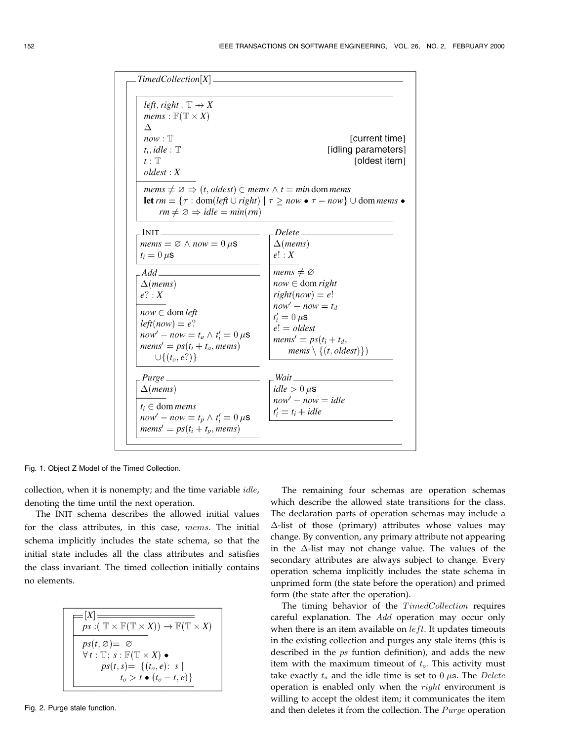$$
\begin{array}{l}
\textbf{TimedCollection}[X] \\
\hline
\quad left, right : \mathbb{T} \rightarrow\!\!\!\!\!+ X \\
\quad mems : \mathbb{F}(\mathbb{T} \times X) \\
\quad \Delta \\
\quad now : \mathbb{T} \qquad\qquad\qquad\qquad \text{[current time]} \\
\quad t_i, idle : \mathbb{T} \qquad\qquad\qquad \text{[idling parameters]} \\
\quad t : \mathbb{T} \qquad\qquad\qquad\qquad\quad \text{[oldest item]} \\
\quad oldest : X \\
\hline
\quad mems \neq \varnothing \Rightarrow (t, oldest) \in mems \land t = min \operatorname{dom} mems \\
\quad \textbf{let } rm = \{\tau : \operatorname{dom}(left \cup right) \mid \tau \geq now \bullet \tau - now\} \cup \operatorname{dom} mems \bullet \\
\qquad rm \neq \varnothing \Rightarrow idle = min(rm)
\end{array}
$$

$$
\begin{array}{l}
\textbf{INIT} \\
\hline
mems = \varnothing \land now = 0\,\mu\text{s} \\
t_i = 0\,\mu\text{s}
\end{array}
$$

$$
\begin{array}{l}
\textbf{Add} \\
\hline
\Delta(mems) \\
e? : X \\
\hline
now \in \operatorname{dom} left \\
left(now) = e? \\
now' - now = t_a \land t_i' = 0\,\mu\text{s} \\
mems' = ps(t_i + t_a, mems) \\
\quad \cup \{(t_o, e?)\}
\end{array}
$$

$$
\begin{array}{l}
\textbf{Delete} \\
\hline
\Delta(mems) \\
e! : X \\
\hline
mems \neq \varnothing \\
now \in \operatorname{dom} right \\
right(now) = e! \\
now' - now = t_d \\
t_i' = 0\,\mu\text{s} \\
e! = oldest \\
mems' = ps(t_i + t_d, \\
\quad mems \setminus \{(t, oldest)\})
\end{array}
$$

$$
\begin{array}{l}
\textbf{Purge} \\
\hline
\Delta(mems) \\
\hline
t_i \in \operatorname{dom} mems \\
now' - now = t_p \land t_i' = 0\,\mu\text{s} \\
mems' = ps(t_i + t_p, mems)
\end{array}
$$

$$
\begin{array}{l}
\textbf{Wait} \\
\hline
idle > 0\,\mu\text{s} \\
now' - now = idle \\
t_i' = t_i + idle
\end{array}
$$

Fig. 1. Object Z Model of the Timed Collection.

collection, when it is nonempty; and the time variable $idle$, denoting the time until the next operation.

The INIT schema describes the allowed initial values for the class attributes, in this case, $mems$. The initial schema implicitly includes the state schema, so that the initial state includes all the class attributes and satisfies the class invariant. The timed collection initially contains no elements.

$$
\begin{array}{l}
[X] \\
\hline
ps : (\mathbb{T} \times \mathbb{F}(\mathbb{T} \times X)) \rightarrow \mathbb{F}(\mathbb{T} \times X) \\
\hline
ps(t, \varnothing) = \varnothing \\
\forall\, t : \mathbb{T};\ s : \mathbb{F}(\mathbb{T} \times X) \bullet \\
\quad ps(t, s) = \{(t_o, e) : s \mid \\
\qquad t_o > t \bullet (t_o - t, e)\}
\end{array}
$$

Fig. 2. Purge stale function.

The remaining four schemas are operation schemas which describe the allowed state transitions for the class. The declaration parts of operation schemas may include a $\Delta$-list of those (primary) attributes whose values may change. By convention, any primary attribute not appearing in the $\Delta$-list may not change value. The values of the secondary attributes are always subject to change. Every operation schema implicitly includes the state schema in unprimed form (the state before the operation) and primed form (the state after the operation).

The timing behavior of the $TimedCollection$ requires careful explanation. The $Add$ operation may occur only when there is an item available on $left$. It updates timeouts in the existing collection and purges any stale items (this is described in the $ps$ funtion definition), and adds the new item with the maximum timeout of $t_o$. This activity must take exactly $t_a$ and the idle time is set to $0\,\mu$s. The $Delete$ operation is enabled only when the $right$ environment is willing to accept the oldest item; it communicates the item and then deletes it from the collection. The $Purge$ operation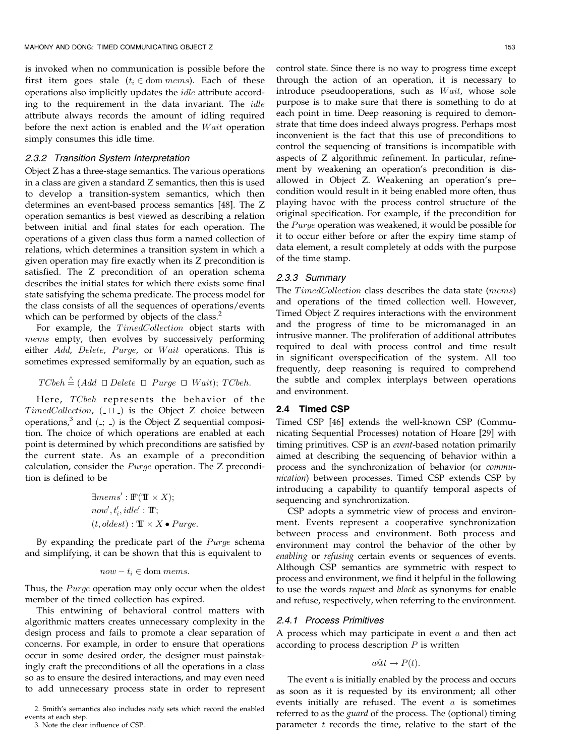is invoked when no communication is possible before the first item goes stale ($t_i \in \mathrm{dom}\, mems$). Each of these operations also implicitly updates the *idle* attribute according to the requirement in the data invariant. The *idle* attribute always records the amount of idling required before the next action is enabled and the *Wait* operation simply consumes this idle time.

#### 2.3.2 Transition System Interpretation

Object Z has a three-stage semantics. The various operations in a class are given a standard Z semantics, then this is used to develop a transition-system semantics, which then determines an event-based process semantics [48]. The Z operation semantics is best viewed as describing a relation between initial and final states for each operation. The operations of a given class thus form a named collection of relations, which determines a transition system in which a given operation may fire exactly when its Z precondition is satisfied. The Z precondition of an operation schema describes the initial states for which there exists some final state satisfying the schema predicate. The process model for the class consists of all the sequences of operations/events which can be performed by objects of the class.[2]

For example, the *TimedCollection* object starts with *mems* empty, then evolves by successively performing either *Add*, *Delete*, *Purge*, or *Wait* operations. This is sometimes expressed semiformally by an equation, such as

$$TCbeh \triangleq (Add \;\square\; Delete \;\square\; Purge \;\square\; Wait);\; TCbeh.$$

Here, *TCbeh* represents the behavior of the *TimedCollection*, ($\_ \,\square\, \_$) is the Object Z choice between operations,[3] and ($\_;\,\_$) is the Object Z sequential composition. The choice of which operations are enabled at each point is determined by which preconditions are satisfied by the current state. As an example of a precondition calculation, consider the *Purge* operation. The Z precondition is defined to be

$$\begin{aligned}&\exists mems' : \mathbb{F}(\mathbb{T} \times X);\\ &now', t_i', idle' : \mathbb{T};\\ &(t, oldest) : \mathbb{T} \times X \bullet Purge.\end{aligned}$$

By expanding the predicate part of the *Purge* schema and simplifying, it can be shown that this is equivalent to

$$now - t_i \in \mathrm{dom}\, mems.$$

Thus, the *Purge* operation may only occur when the oldest member of the timed collection has expired.

This entwining of behavioral control matters with algorithmic matters creates unnecessary complexity in the design process and fails to promote a clear separation of concerns. For example, in order to ensure that operations occur in some desired order, the designer must painstakingly craft the preconditions of all the operations in a class so as to ensure the desired interactions, and may even need to add unnecessary process state in order to represent control state. Since there is no way to progress time except through the action of an operation, it is necessary to introduce pseudooperations, such as *Wait*, whose sole purpose is to make sure that there is something to do at each point in time. Deep reasoning is required to demonstrate that time does indeed always progress. Perhaps most inconvenient is the fact that this use of preconditions to control the sequencing of transitions is incompatible with aspects of Z algorithmic refinement. In particular, refinement by weakening an operation's precondition is disallowed in Object Z. Weakening an operation's pre–condition would result in it being enabled more often, thus playing havoc with the process control structure of the original specification. For example, if the precondition for the *Purge* operation was weakened, it would be possible for it to occur either before or after the expiry time stamp of data element, a result completely at odds with the purpose of the time stamp.

#### 2.3.3 Summary

The *TimedCollection* class describes the data state (*mems*) and operations of the timed collection well. However, Timed Object Z requires interactions with the environment and the progress of time to be micromanaged in an intrusive manner. The proliferation of additional attributes required to deal with process control and time result in significant overspecification of the system. All too frequently, deep reasoning is required to comprehend the subtle and complex interplays between operations and environment.

### 2.4 Timed CSP

Timed CSP [46] extends the well-known CSP (Communicating Sequential Processes) notation of Hoare [29] with timing primitives. CSP is an *event*-based notation primarily aimed at describing the sequencing of behavior within a process and the synchronization of behavior (or *communication*) between processes. Timed CSP extends CSP by introducing a capability to quantify temporal aspects of sequencing and synchronization.

CSP adopts a symmetric view of process and environment. Events represent a cooperative synchronization between process and environment. Both process and environment may control the behavior of the other by *enabling* or *refusing* certain events or sequences of events. Although CSP semantics are symmetric with respect to process and environment, we find it helpful in the following to use the words *request* and *block* as synonyms for enable and refuse, respectively, when referring to the environment.

#### 2.4.1 Process Primitives

A process which may participate in event $a$ and then act according to process description $P$ is written

$$a@t \rightarrow P(t).$$

The event $a$ is initially enabled by the process and occurs as soon as it is requested by its environment; all other events initially are refused. The event $a$ is sometimes referred to as the *guard* of the process. The (optional) timing parameter $t$ records the time, relative to the start of the

2. Smith's semantics also includes *ready* sets which record the enabled events at each step.

3. Note the clear influence of CSP.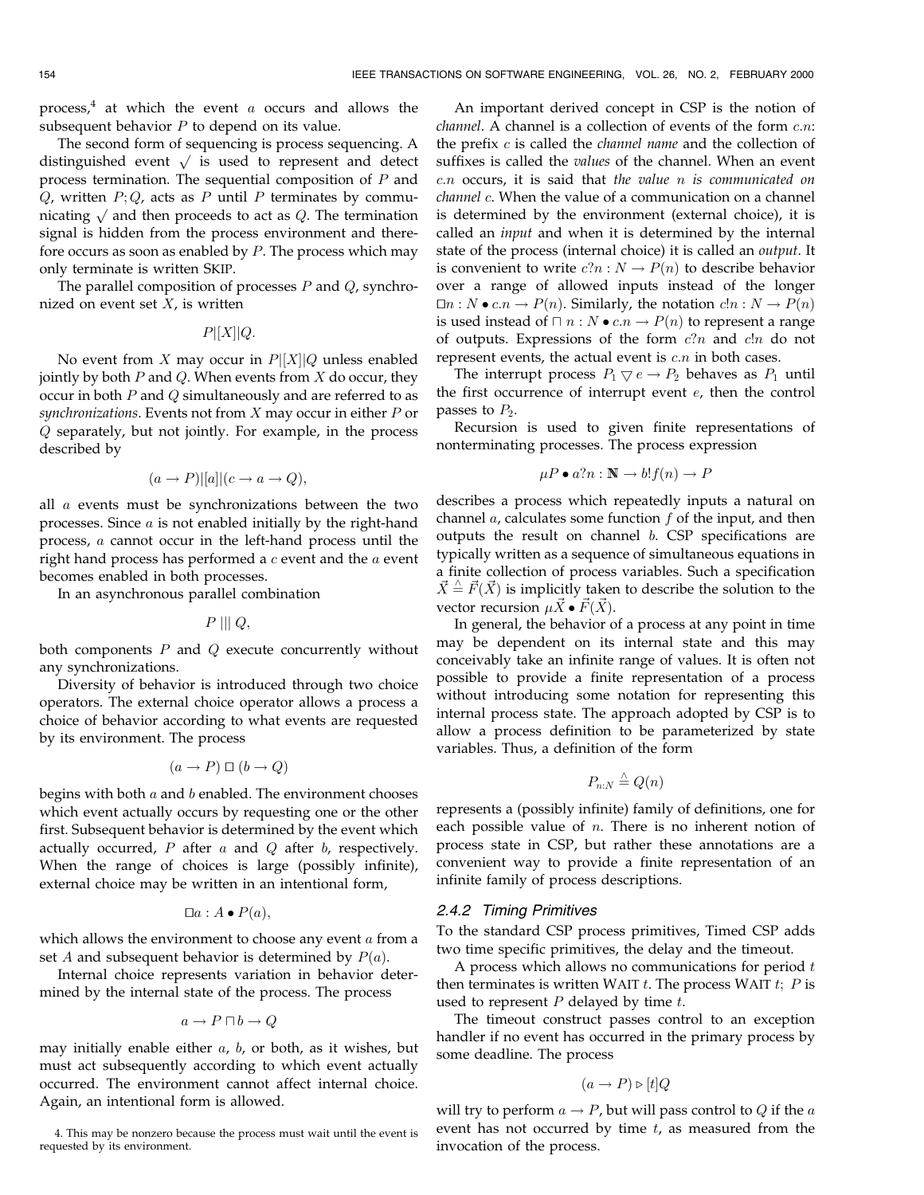process,[4] at which the event $a$ occurs and allows the subsequent behavior $P$ to depend on its value.

The second form of sequencing is process sequencing. A distinguished event $\surd$ is used to represent and detect process termination. The sequential composition of $P$ and $Q$, written $P;Q$, acts as $P$ until $P$ terminates by communicating $\surd$ and then proceeds to act as $Q$. The termination signal is hidden from the process environment and therefore occurs as soon as enabled by $P$. The process which may only terminate is written SKIP.

The parallel composition of processes $P$ and $Q$, synchronized on event set $X$, is written

$$P|[X]|Q.$$

No event from $X$ may occur in $P|[X]|Q$ unless enabled jointly by both $P$ and $Q$. When events from $X$ do occur, they occur in both $P$ and $Q$ simultaneously and are referred to as *synchronizations*. Events not from $X$ may occur in either $P$ or $Q$ separately, but not jointly. For example, in the process described by

$$(a \rightarrow P)|[a]|(c \rightarrow a \rightarrow Q),$$

all $a$ events must be synchronizations between the two processes. Since $a$ is not enabled initially by the right-hand process, $a$ cannot occur in the left-hand process until the right hand process has performed a $c$ event and the $a$ event becomes enabled in both processes.

In an asynchronous parallel combination

$$P \ ||| \ Q,$$

both components $P$ and $Q$ execute concurrently without any synchronizations.

Diversity of behavior is introduced through two choice operators. The external choice operator allows a process a choice of behavior according to what events are requested by its environment. The process

$$(a \rightarrow P) \ \Box \ (b \rightarrow Q)$$

begins with both $a$ and $b$ enabled. The environment chooses which event actually occurs by requesting one or the other first. Subsequent behavior is determined by the event which actually occurred, $P$ after $a$ and $Q$ after $b$, respectively. When the range of choices is large (possibly infinite), external choice may be written in an intentional form,

$$\Box a : A \bullet P(a),$$

which allows the environment to choose any event $a$ from a set $A$ and subsequent behavior is determined by $P(a)$.

Internal choice represents variation in behavior determined by the internal state of the process. The process

$$a \rightarrow P \sqcap b \rightarrow Q$$

may initially enable either $a$, $b$, or both, as it wishes, but must act subsequently according to which event actually occurred. The environment cannot affect internal choice. Again, an intentional form is allowed.

[4] This may be nonzero because the process must wait until the event is requested by its environment.

An important derived concept in CSP is the notion of *channel*. A channel is a collection of events of the form $c.n$: the prefix $c$ is called the *channel name* and the collection of suffixes is called the *values* of the channel. When an event $c.n$ occurs, it is said that *the value* $n$ *is communicated on channel* $c$. When the value of a communication on a channel is determined by the environment (external choice), it is called an *input* and when it is determined by the internal state of the process (internal choice) it is called an *output*. It is convenient to write $c?n : N \rightarrow P(n)$ to describe behavior over a range of allowed inputs instead of the longer $\Box n : N \bullet c.n \rightarrow P(n)$. Similarly, the notation $c!n : N \rightarrow P(n)$ is used instead of $\sqcap \ n : N \bullet c.n \rightarrow P(n)$ to represent a range of outputs. Expressions of the form $c?n$ and $c!n$ do not represent events, the actual event is $c.n$ in both cases.

The interrupt process $P_1 \triangledown e \rightarrow P_2$ behaves as $P_1$ until the first occurrence of interrupt event $e$, then the control passes to $P_2$.

Recursion is used to given finite representations of nonterminating processes. The process expression

$$\mu P \bullet a?n : \mathbb{N} \rightarrow b!f(n) \rightarrow P$$

describes a process which repeatedly inputs a natural on channel $a$, calculates some function $f$ of the input, and then outputs the result on channel $b$. CSP specifications are typically written as a sequence of simultaneous equations in a finite collection of process variables. Such a specification $\vec{X} \triangleq \vec{F}(\vec{X})$ is implicitly taken to describe the solution to the vector recursion $\mu \vec{X} \bullet \vec{F}(\vec{X})$.

In general, the behavior of a process at any point in time may be dependent on its internal state and this may conceivably take an infinite range of values. It is often not possible to provide a finite representation of a process without introducing some notation for representing this internal process state. The approach adopted by CSP is to allow a process definition to be parameterized by state variables. Thus, a definition of the form

$$P_{n:N} \triangleq Q(n)$$

represents a (possibly infinite) family of definitions, one for each possible value of $n$. There is no inherent notion of process state in CSP, but rather these annotations are a convenient way to provide a finite representation of an infinite family of process descriptions.

### 2.4.2 Timing Primitives

To the standard CSP process primitives, Timed CSP adds two time specific primitives, the delay and the timeout.

A process which allows no communications for period $t$ then terminates is written WAIT $t$. The process WAIT $t$; $P$ is used to represent $P$ delayed by time $t$.

The timeout construct passes control to an exception handler if no event has occurred in the primary process by some deadline. The process

$$(a \rightarrow P) \triangleright [t] Q$$

will try to perform $a \rightarrow P$, but will pass control to $Q$ if the $a$ event has not occurred by time $t$, as measured from the invocation of the process.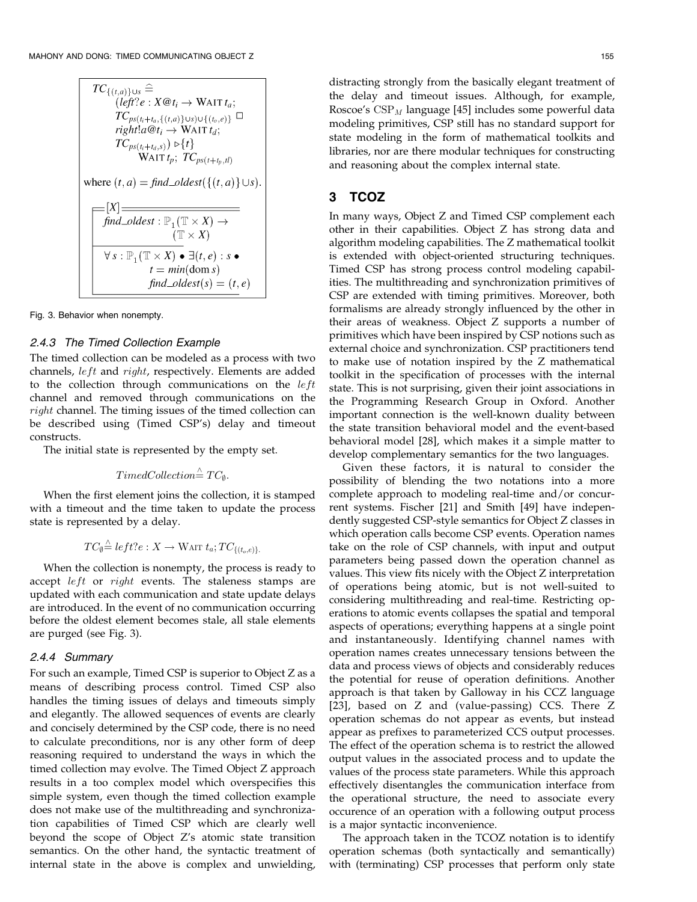$$
\begin{aligned}
TC_{\{(t,a)\}\cup s} \mathrel{\widehat=}\ & (left?e : X @ t_i \rightarrow \text{WAIT}\ t_a; \\
& TC_{ps(t_i+t_a,\{(t,a)\}\cup s)\cup\{(t_o,e)\}} \ \Box \\
& right!a @ t_i \rightarrow \text{WAIT}\ t_d; \\
& TC_{ps(t_i+t_d,s)}) \rhd\{t\} \\
& \quad \text{WAIT}\ t_p;\ TC_{ps(t+t_p,tl)}
\end{aligned}
$$

where $(t, a) = \mathit{find\_oldest}(\{(t, a)\} \cup s)$.

$$
\begin{array}{l}
[X] \\
\hline
\mathit{find\_oldest} : \mathbb{P}_1(\mathbb{T} \times X) \rightarrow (\mathbb{T} \times X) \\
\hline
\forall s : \mathbb{P}_1(\mathbb{T} \times X) \bullet \exists (t, e) : s \bullet \\
\quad t = min(\text{dom}\, s) \\
\quad \mathit{find\_oldest}(s) = (t, e)
\end{array}
$$

Fig. 3. Behavior when nonempty.

#### 2.4.3 The Timed Collection Example

The timed collection can be modeled as a process with two channels, $left$ and $right$, respectively. Elements are added to the collection through communications on the $left$ channel and removed through communications on the $right$ channel. The timing issues of the timed collection can be described using (Timed CSP's) delay and timeout constructs.

The initial state is represented by the empty set.

$$TimedCollection \mathrel{\widehat=} TC_{\emptyset}.$$

When the first element joins the collection, it is stamped with a timeout and the time taken to update the process state is represented by a delay.

$$TC_{\emptyset} \mathrel{\widehat=} left?e : X \rightarrow \text{WAIT}\ t_a; TC_{\{(t_o,e)\}}.$$

When the collection is nonempty, the process is ready to accept $left$ or $right$ events. The staleness stamps are updated with each communication and state update delays are introduced. In the event of no communication occurring before the oldest element becomes stale, all stale elements are purged (see Fig. 3).

#### 2.4.4 Summary

For such an example, Timed CSP is superior to Object Z as a means of describing process control. Timed CSP also handles the timing issues of delays and timeouts simply and elegantly. The allowed sequences of events are clearly and concisely determined by the CSP code, there is no need to calculate preconditions, nor is any other form of deep reasoning required to understand the ways in which the timed collection may evolve. The Timed Object Z approach results in a too complex model which overspecifies this simple system, even though the timed collection example does not make use of the multithreading and synchronization capabilities of Timed CSP which are clearly well beyond the scope of Object Z's atomic state transition semantics. On the other hand, the syntactic treatment of internal state in the above is complex and unwielding, distracting strongly from the basically elegant treatment of the delay and timeout issues. Although, for example, Roscoe's $\text{CSP}_M$ language [45] includes some powerful data modeling primitives, CSP still has no standard support for state modeling in the form of mathematical toolkits and libraries, nor are there modular techniques for constructing and reasoning about the complex internal state.

## 3 TCOZ

In many ways, Object Z and Timed CSP complement each other in their capabilities. Object Z has strong data and algorithm modeling capabilities. The Z mathematical toolkit is extended with object-oriented structuring techniques. Timed CSP has strong process control modeling capabilities. The multithreading and synchronization primitives of CSP are extended with timing primitives. Moreover, both formalisms are already strongly influenced by the other in their areas of weakness. Object Z supports a number of primitives which have been inspired by CSP notions such as external choice and synchronization. CSP practitioners tend to make use of notation inspired by the Z mathematical toolkit in the specification of processes with the internal state. This is not surprising, given their joint associations in the Programming Research Group in Oxford. Another important connection is the well-known duality between the state transition behavioral model and the event-based behavioral model [28], which makes it a simple matter to develop complementary semantics for the two languages.

Given these factors, it is natural to consider the possibility of blending the two notations into a more complete approach to modeling real-time and/or concurrent systems. Fischer [21] and Smith [49] have independently suggested CSP-style semantics for Object Z classes in which operation calls become CSP events. Operation names take on the role of CSP channels, with input and output parameters being passed down the operation channel as values. This view fits nicely with the Object Z interpretation of operations being atomic, but is not well-suited to considering multithreading and real-time. Restricting operations to atomic events collapses the spatial and temporal aspects of operations; everything happens at a single point and instantaneously. Identifying channel names with operation names creates unnecessary tensions between the data and process views of objects and considerably reduces the potential for reuse of operation definitions. Another approach is that taken by Galloway in his CCZ language [23], based on Z and (value-passing) CCS. There Z operation schemas do not appear as events, but instead appear as prefixes to parameterized CCS output processes. The effect of the operation schema is to restrict the allowed output values in the associated process and to update the values of the process state parameters. While this approach effectively disentangles the communication interface from the operational structure, the need to associate every occurence of an operation with a following output process is a major syntactic inconvenience.

The approach taken in the TCOZ notation is to identify operation schemas (both syntactically and semantically) with (terminating) CSP processes that perform only state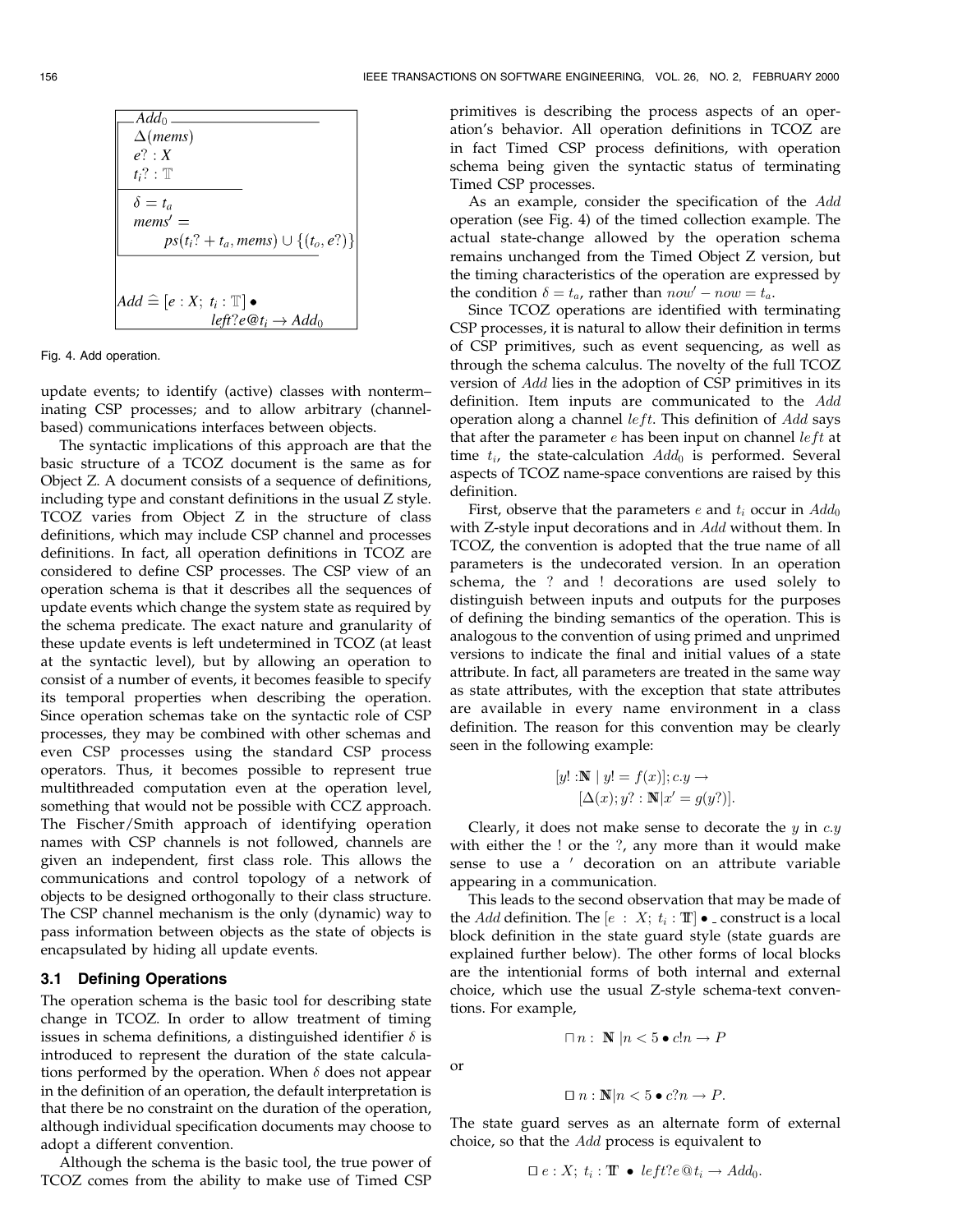$$
\begin{array}{|l}
\hline
Add_0 \\
\hline
\Delta(mems) \\
e? : X \\
t_i? : \mathbb{T} \\
\hline
\delta = t_a \\
mems' = \\
\quad ps(t_i? + t_a, mems) \cup \{(t_o, e?)\} \\
\hline
\end{array}
$$

$$
Add \mathrel{\widehat=} [e : X;\ t_i : \mathbb{T}] \bullet left?e@t_i \rightarrow Add_0
$$

Fig. 4. Add operation.

update events; to identify (active) classes with nonterminating CSP processes; and to allow arbitrary (channel-based) communications interfaces between objects.

The syntactic implications of this approach are that the basic structure of a TCOZ document is the same as for Object Z. A document consists of a sequence of definitions, including type and constant definitions in the usual Z style. TCOZ varies from Object Z in the structure of class definitions, which may include CSP channel and processes definitions. In fact, all operation definitions in TCOZ are considered to define CSP processes. The CSP view of an operation schema is that it describes all the sequences of update events which change the system state as required by the schema predicate. The exact nature and granularity of these update events is left undetermined in TCOZ (at least at the syntactic level), but by allowing an operation to consist of a number of events, it becomes feasible to specify its temporal properties when describing the operation. Since operation schemas take on the syntactic role of CSP processes, they may be combined with other schemas and even CSP processes using the standard CSP process operators. Thus, it becomes possible to represent true multithreaded computation even at the operation level, something that would not be possible with CCZ approach. The Fischer/Smith approach of identifying operation names with CSP channels is not followed, channels are given an independent, first class role. This allows the communications and control topology of a network of objects to be designed orthogonally to their class structure. The CSP channel mechanism is the only (dynamic) way to pass information between objects as the state of objects is encapsulated by hiding all update events.

### 3.1 Defining Operations

The operation schema is the basic tool for describing state change in TCOZ. In order to allow treatment of timing issues in schema definitions, a distinguished identifier $\delta$ is introduced to represent the duration of the state calculations performed by the operation. When $\delta$ does not appear in the definition of an operation, the default interpretation is that there be no constraint on the duration of the operation, although individual specification documents may choose to adopt a different convention.

Although the schema is the basic tool, the true power of TCOZ comes from the ability to make use of Timed CSP primitives is describing the process aspects of an operation's behavior. All operation definitions in TCOZ are in fact Timed CSP process definitions, with operation schema being given the syntactic status of terminating Timed CSP processes.

As an example, consider the specification of the $Add$ operation (see Fig. 4) of the timed collection example. The actual state-change allowed by the operation schema remains unchanged from the Timed Object Z version, but the timing characteristics of the operation are expressed by the condition $\delta = t_a$, rather than $now' - now = t_a$.

Since TCOZ operations are identified with terminating CSP processes, it is natural to allow their definition in terms of CSP primitives, such as event sequencing, as well as through the schema calculus. The novelty of the full TCOZ version of $Add$ lies in the adoption of CSP primitives in its definition. Item inputs are communicated to the $Add$ operation along a channel $left$. This definition of $Add$ says that after the parameter $e$ has been input on channel $left$ at time $t_i$, the state-calculation $Add_0$ is performed. Several aspects of TCOZ name-space conventions are raised by this definition.

First, observe that the parameters $e$ and $t_i$ occur in $Add_0$ with Z-style input decorations and in $Add$ without them. In TCOZ, the convention is adopted that the true name of all parameters is the undecorated version. In an operation schema, the ? and ! decorations are used solely to distinguish between inputs and outputs for the purposes of defining the binding semantics of the operation. This is analogous to the convention of using primed and unprimed versions to indicate the final and initial values of a state attribute. In fact, all parameters are treated in the same way as state attributes, with the exception that state attributes are available in every name environment in a class definition. The reason for this convention may be clearly seen in the following example:

$$
\begin{array}{l}
[y! : \mathbb{N} \mid y! = f(x)]; c.y \rightarrow \\
\quad [\Delta(x); y? : \mathbb{N} | x' = g(y?)].
\end{array}
$$

Clearly, it does not make sense to decorate the $y$ in $c.y$ with either the ! or the ?, any more than it would make sense to use a $'$ decoration on an attribute variable appearing in a communication.

This leads to the second observation that may be made of the $Add$ definition. The $[e : X;\ t_i : \mathbb{T}] \bullet \_$ construct is a local block definition in the state guard style (state guards are explained further below). The other forms of local blocks are the intentional forms of both internal and external choice, which use the usual Z-style schema-text conventions. For example,

$$
\sqcap n : \mathbb{N} | n < 5 \bullet c!n \rightarrow P
$$

or

$$
\square\, n : \mathbb{N} | n < 5 \bullet c?n \rightarrow P.
$$

The state guard serves as an alternate form of external choice, so that the $Add$ process is equivalent to

$$
\square\, e : X;\ t_i : \mathbb{T} \bullet left?e@t_i \rightarrow Add_0.
$$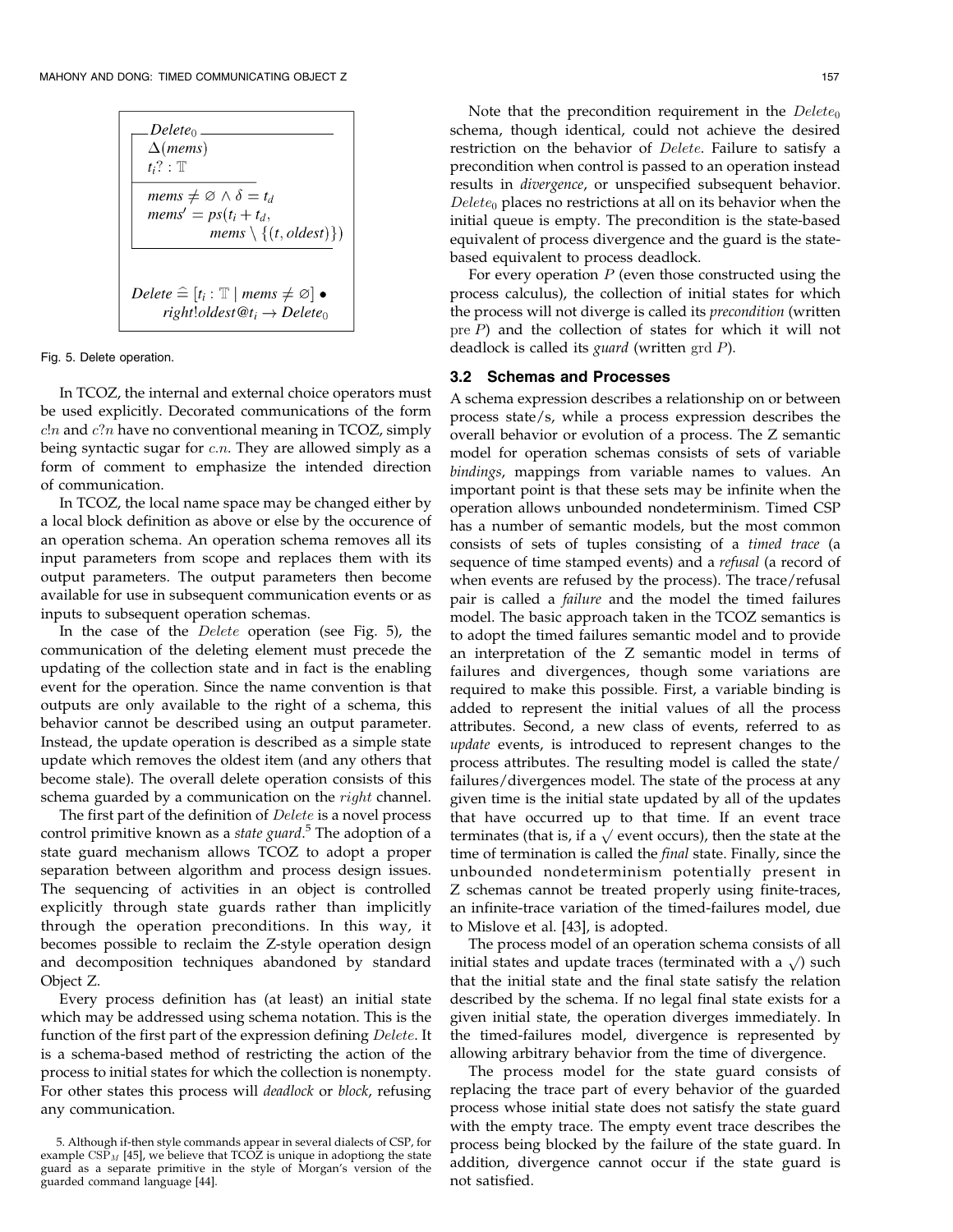$$
\begin{array}{|l}
\hline
\textit{Delete}_0 \\
\Delta(\textit{mems}) \\
t_i? : \mathbb{T} \\
\hline
\textit{mems} \neq \varnothing \wedge \delta = t_d \\
\textit{mems}' = ps(t_i + t_d, \\
\qquad \textit{mems} \setminus \{(t, \textit{oldest})\}) \\
\hline
\end{array}
$$

$$
\textit{Delete} \mathrel{\widehat=} [t_i : \mathbb{T} \mid \textit{mems} \neq \varnothing] \bullet \\
\qquad \textit{right}!\textit{oldest}@t_i \rightarrow \textit{Delete}_0
$$

Fig. 5. Delete operation.

In TCOZ, the internal and external choice operators must be used explicitly. Decorated communications of the form $c!n$ and $c?n$ have no conventional meaning in TCOZ, simply being syntactic sugar for $c.n$. They are allowed simply as a form of comment to emphasize the intended direction of communication.

In TCOZ, the local name space may be changed either by a local block definition as above or else by the occurence of an operation schema. An operation schema removes all its input parameters from scope and replaces them with its output parameters. The output parameters then become available for use in subsequent communication events or as inputs to subsequent operation schemas.

In the case of the $Delete$ operation (see Fig. 5), the communication of the deleting element must precede the updating of the collection state and in fact is the enabling event for the operation. Since the name convention is that outputs are only available to the right of a schema, this behavior cannot be described using an output parameter. Instead, the update operation is described as a simple state update which removes the oldest item (and any others that become stale). The overall delete operation consists of this schema guarded by a communication on the $right$ channel.

The first part of the definition of $Delete$ is a novel process control primitive known as a *state guard*.[5] The adoption of a state guard mechanism allows TCOZ to adopt a proper separation between algorithm and process design issues. The sequencing of activities in an object is controlled explicitly through state guards rather than implicitly through the operation preconditions. In this way, it becomes possible to reclaim the Z-style operation design and decomposition techniques abandoned by standard Object Z.

Every process definition has (at least) an initial state which may be addressed using schema notation. This is the function of the first part of the expression defining $Delete$. It is a schema-based method of restricting the action of the process to initial states for which the collection is nonempty. For other states this process will *deadlock* or *block*, refusing any communication.

5. Although if-then style commands appear in several dialects of CSP, for example $\text{CSP}_M$ [45], we believe that TCOZ is unique in adoptiong the state guard as a separate primitive in the style of Morgan's version of the guarded command language [44].

Note that the precondition requirement in the $Delete_0$ schema, though identical, could not achieve the desired restriction on the behavior of $Delete$. Failure to satisfy a precondition when control is passed to an operation instead results in *divergence*, or unspecified subsequent behavior. $Delete_0$ places no restrictions at all on its behavior when the initial queue is empty. The precondition is the state-based equivalent of process divergence and the guard is the state-based equivalent to process deadlock.

For every operation $P$ (even those constructed using the process calculus), the collection of initial states for which the process will not diverge is called its *precondition* (written $\text{pre}\ P$) and the collection of states for which it will not deadlock is called its *guard* (written $\text{grd}\ P$).

### 3.2 Schemas and Processes

A schema expression describes a relationship on or between process state/s, while a process expression describes the overall behavior or evolution of a process. The Z semantic model for operation schemas consists of sets of variable *bindings*, mappings from variable names to values. An important point is that these sets may be infinite when the operation allows unbounded nondeterminism. Timed CSP has a number of semantic models, but the most common consists of sets of tuples consisting of a *timed trace* (a sequence of time stamped events) and a *refusal* (a record of when events are refused by the process). The trace/refusal pair is called a *failure* and the model the timed failures model. The basic approach taken in the TCOZ semantics is to adopt the timed failures semantic model and to provide an interpretation of the Z semantic model in terms of failures and divergences, though some variations are required to make this possible. First, a variable binding is added to represent the initial values of all the process attributes. Second, a new class of events, referred to as *update* events, is introduced to represent changes to the process attributes. The resulting model is called the state/failures/divergences model. The state of the process at any given time is the initial state updated by all of the updates that have occurred up to that time. If an event trace terminates (that is, if a $\surd$ event occurs), then the state at the time of termination is called the *final* state. Finally, since the unbounded nondeterminism potentially present in Z schemas cannot be treated properly using finite-traces, an infinite-trace variation of the timed-failures model, due to Mislove et al. [43], is adopted.

The process model of an operation schema consists of all initial states and update traces (terminated with a $\surd$) such that the initial state and the final state satisfy the relation described by the schema. If no legal final state exists for a given initial state, the operation diverges immediately. In the timed-failures model, divergence is represented by allowing arbitrary behavior from the time of divergence.

The process model for the state guard consists of replacing the trace part of every behavior of the guarded process whose initial state does not satisfy the state guard with the empty trace. The empty event trace describes the process being blocked by the failure of the state guard. In addition, divergence cannot occur if the state guard is not satisfied.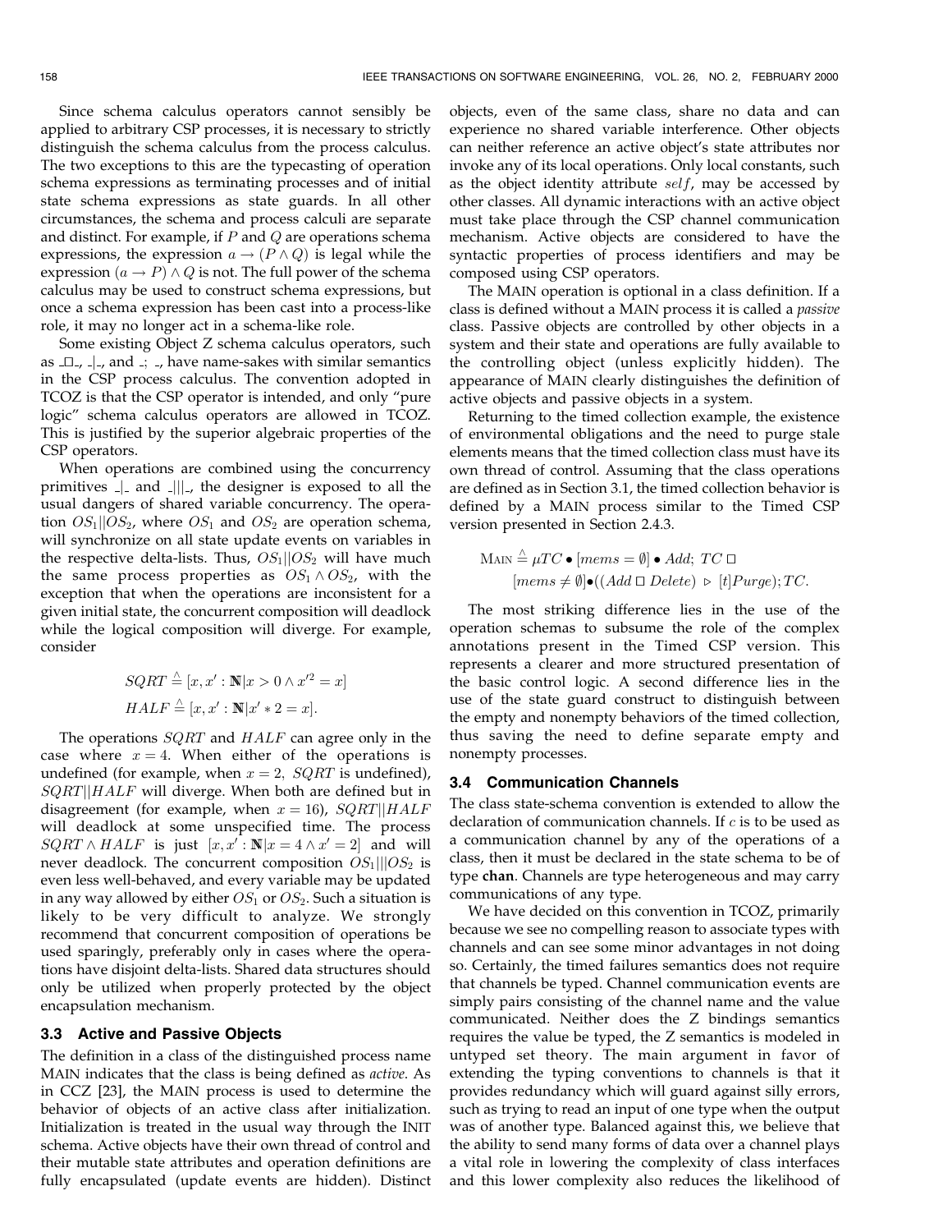Since schema calculus operators cannot sensibly be applied to arbitrary CSP processes, it is necessary to strictly distinguish the schema calculus from the process calculus. The two exceptions to this are the typecasting of operation schema expressions as terminating processes and of initial state schema expressions as state guards. In all other circumstances, the schema and process calculi are separate and distinct. For example, if $P$ and $Q$ are operations schema expressions, the expression $a \rightarrow (P \wedge Q)$ is legal while the expression $(a \rightarrow P) \wedge Q$ is not. The full power of the schema calculus may be used to construct schema expressions, but once a schema expression has been cast into a process-like role, it may no longer act in a schema-like role.

Some existing Object Z schema calculus operators, such as $\_\Box\_$, $\_|\_$, and $\_;\ \_$, have name-sakes with similar semantics in the CSP process calculus. The convention adopted in TCOZ is that the CSP operator is intended, and only "pure logic" schema calculus operators are allowed in TCOZ. This is justified by the superior algebraic properties of the CSP operators.

When operations are combined using the concurrency primitives $\_|\_$ and $\_|||\_$, the designer is exposed to all the usual dangers of shared variable concurrency. The operation $OS_1||OS_2$, where $OS_1$ and $OS_2$ are operation schema, will synchronize on all state update events on variables in the respective delta-lists. Thus, $OS_1||OS_2$ will have much the same process properties as $OS_1 \wedge OS_2$, with the exception that when the operations are inconsistent for a given initial state, the concurrent composition will deadlock while the logical composition will diverge. For example, consider

$$SQRT \triangleq [x, x' : \mathbb{N} | x > 0 \wedge x'^2 = x]$$
$$HALF \triangleq [x, x' : \mathbb{N} | x' * 2 = x].$$

The operations $SQRT$ and $HALF$ can agree only in the case where $x = 4$. When either of the operations is undefined (for example, when $x = 2$, $SQRT$ is undefined), $SQRT||HALF$ will diverge. When both are defined but in disagreement (for example, when $x = 16$), $SQRT||HALF$ will deadlock at some unspecified time. The process $SQRT \wedge HALF$ is just $[x, x' : \mathbb{N} | x = 4 \wedge x' = 2]$ and will never deadlock. The concurrent composition $OS_1|||OS_2$ is even less well-behaved, and every variable may be updated in any way allowed by either $OS_1$ or $OS_2$. Such a situation is likely to be very difficult to analyze. We strongly recommend that concurrent composition of operations be used sparingly, preferably only in cases where the operations have disjoint delta-lists. Shared data structures should only be utilized when properly protected by the object encapsulation mechanism.

### 3.3 Active and Passive Objects

The definition in a class of the distinguished process name MAIN indicates that the class is being defined as *active*. As in CCZ [23], the MAIN process is used to determine the behavior of objects of an active class after initialization. Initialization is treated in the usual way through the INIT schema. Active objects have their own thread of control and their mutable state attributes and operation definitions are fully encapsulated (update events are hidden). Distinct objects, even of the same class, share no data and can experience no shared variable interference. Other objects can neither reference an active object's state attributes nor invoke any of its local operations. Only local constants, such as the object identity attribute $self$, may be accessed by other classes. All dynamic interactions with an active object must take place through the CSP channel communication mechanism. Active objects are considered to have the syntactic properties of process identifiers and may be composed using CSP operators.

The MAIN operation is optional in a class definition. If a class is defined without a MAIN process it is called a *passive* class. Passive objects are controlled by other objects in a system and their state and operations are fully available to the controlling object (unless explicitly hidden). The appearance of MAIN clearly distinguishes the definition of active objects and passive objects in a system.

Returning to the timed collection example, the existence of environmental obligations and the need to purge stale elements means that the timed collection class must have its own thread of control. Assuming that the class operations are defined as in Section 3.1, the timed collection behavior is defined by a MAIN process similar to the Timed CSP version presented in Section 2.4.3.

$$\text{MAIN} \triangleq \mu TC \bullet [mems = \emptyset] \bullet Add;\ TC \ \Box$$
$$[mems \neq \emptyset] \bullet ((Add \ \Box \ Delete) \ \triangleright \ [t]Purge); TC.$$

The most striking difference lies in the use of the operation schemas to subsume the role of the complex annotations present in the Timed CSP version. This represents a clearer and more structured presentation of the basic control logic. A second difference lies in the use of the state guard construct to distinguish between the empty and nonempty behaviors of the timed collection, thus saving the need to define separate empty and nonempty processes.

### 3.4 Communication Channels

The class state-schema convention is extended to allow the declaration of communication channels. If $c$ is to be used as a communication channel by any of the operations of a class, then it must be declared in the state schema to be of type **chan**. Channels are type heterogeneous and may carry communications of any type.

We have decided on this convention in TCOZ, primarily because we see no compelling reason to associate types with channels and can see some minor advantages in not doing so. Certainly, the timed failures semantics does not require that channels be typed. Channel communication events are simply pairs consisting of the channel name and the value communicated. Neither does the Z bindings semantics requires the value be typed, the Z semantics is modeled in untyped set theory. The main argument in favor of extending the typing conventions to channels is that it provides redundancy which will guard against silly errors, such as trying to read an input of one type when the output was of another type. Balanced against this, we believe that the ability to send many forms of data over a channel plays a vital role in lowering the complexity of class interfaces and this lower complexity also reduces the likelihood of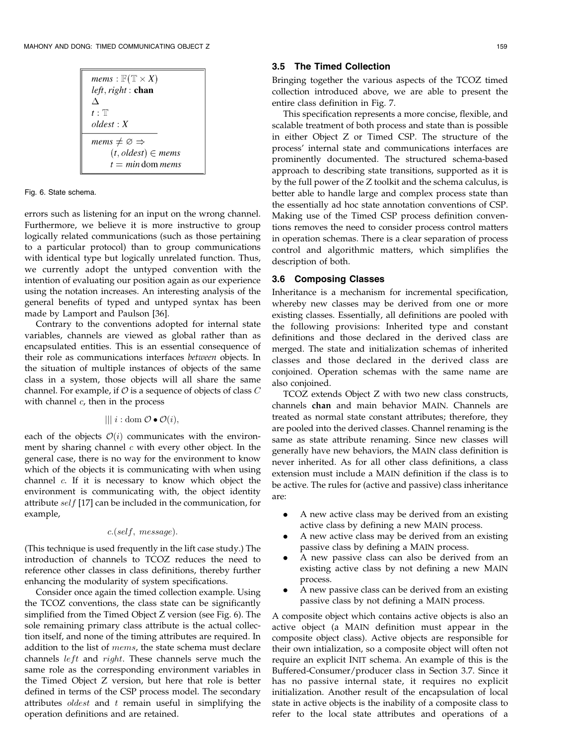$$
\begin{array}{|l}
mems : \mathbb{F}(\mathbb{T} \times X) \\
left, right : \textbf{chan} \\
\Delta \\
t : \mathbb{T} \\
oldest : X \\
\hline
mems \neq \varnothing \Rightarrow \\
\quad (t, oldest) \in mems \\
\quad t = min \operatorname{dom} mems
\end{array}
$$

Fig. 6. State schema.

errors such as listening for an input on the wrong channel. Furthermore, we believe it is more instructive to group logically related communications (such as those pertaining to a particular protocol) than to group communications with identical type but logically unrelated function. Thus, we currently adopt the untyped convention with the intention of evaluating our position again as our experience using the notation increases. An interesting analysis of the general benefits of typed and untyped syntax has been made by Lamport and Paulson [36].

Contrary to the conventions adopted for internal state variables, channels are viewed as global rather than as encapsulated entities. This is an essential consequence of their role as communications interfaces *between* objects. In the situation of multiple instances of objects of the same class in a system, those objects will all share the same channel. For example, if $\mathcal{O}$ is a sequence of objects of class $C$ with channel $c$, then in the process

$$||| \; i : \operatorname{dom} \mathcal{O} \bullet \mathcal{O}(i),$$

each of the objects $\mathcal{O}(i)$ communicates with the environment by sharing channel $c$ with every other object. In the general case, there is no way for the environment to know which of the objects it is communicating with when using channel $c$. If it is necessary to know which object the environment is communicating with, the object identity attribute $self$ [17] can be included in the communication, for example,

$$c.(self, \; message).$$

(This technique is used frequently in the lift case study.) The introduction of channels to TCOZ reduces the need to reference other classes in class definitions, thereby further enhancing the modularity of system specifications.

Consider once again the timed collection example. Using the TCOZ conventions, the class state can be significantly simplified from the Timed Object Z version (see Fig. 6). The sole remaining primary class attribute is the actual collection itself, and none of the timing attributes are required. In addition to the list of $mems$, the state schema must declare channels $left$ and $right$. These channels serve much the same role as the corresponding environment variables in the Timed Object Z version, but here that role is better defined in terms of the CSP process model. The secondary attributes $oldest$ and $t$ remain useful in simplifying the operation definitions and are retained.

### 3.5 The Timed Collection

Bringing together the various aspects of the TCOZ timed collection introduced above, we are able to present the entire class definition in Fig. 7.

This specification represents a more concise, flexible, and scalable treatment of both process and state than is possible in either Object Z or Timed CSP. The structure of the process' internal state and communications interfaces are prominently documented. The structured schema-based approach to describing state transitions, supported as it is by the full power of the Z toolkit and the schema calculus, is better able to handle large and complex process state than the essentially ad hoc state annotation conventions of CSP. Making use of the Timed CSP process definition conventions removes the need to consider process control matters in operation schemas. There is a clear separation of process control and algorithmic matters, which simplifies the description of both.

### 3.6 Composing Classes

Inheritance is a mechanism for incremental specification, whereby new classes may be derived from one or more existing classes. Essentially, all definitions are pooled with the following provisions: Inherited type and constant definitions and those declared in the derived class are merged. The state and initialization schemas of inherited classes and those declared in the derived class are conjoined. Operation schemas with the same name are also conjoined.

TCOZ extends Object Z with two new class constructs, channels **chan** and main behavior MAIN. Channels are treated as normal state constant attributes; therefore, they are pooled into the derived classes. Channel renaming is the same as state attribute renaming. Since new classes will generally have new behaviors, the MAIN class definition is never inherited. As for all other class definitions, a class extension must include a MAIN definition if the class is to be active. The rules for (active and passive) class inheritance are:

- A new active class may be derived from an existing active class by defining a new MAIN process.
- A new active class may be derived from an existing passive class by defining a MAIN process.
- A new passive class can also be derived from an existing active class by not defining a new MAIN process.
- A new passive class can be derived from an existing passive class by not defining a MAIN process.

A composite object which contains active objects is also an active object (a MAIN definition must appear in the composite object class). Active objects are responsible for their own intialization, so a composite object will often not require an explicit INIT schema. An example of this is the Buffered-Consumer/producer class in Section 3.7. Since it has no passive internal state, it requires no explicit initialization. Another result of the encapsulation of local state in active objects is the inability of a composite class to refer to the local state attributes and operations of a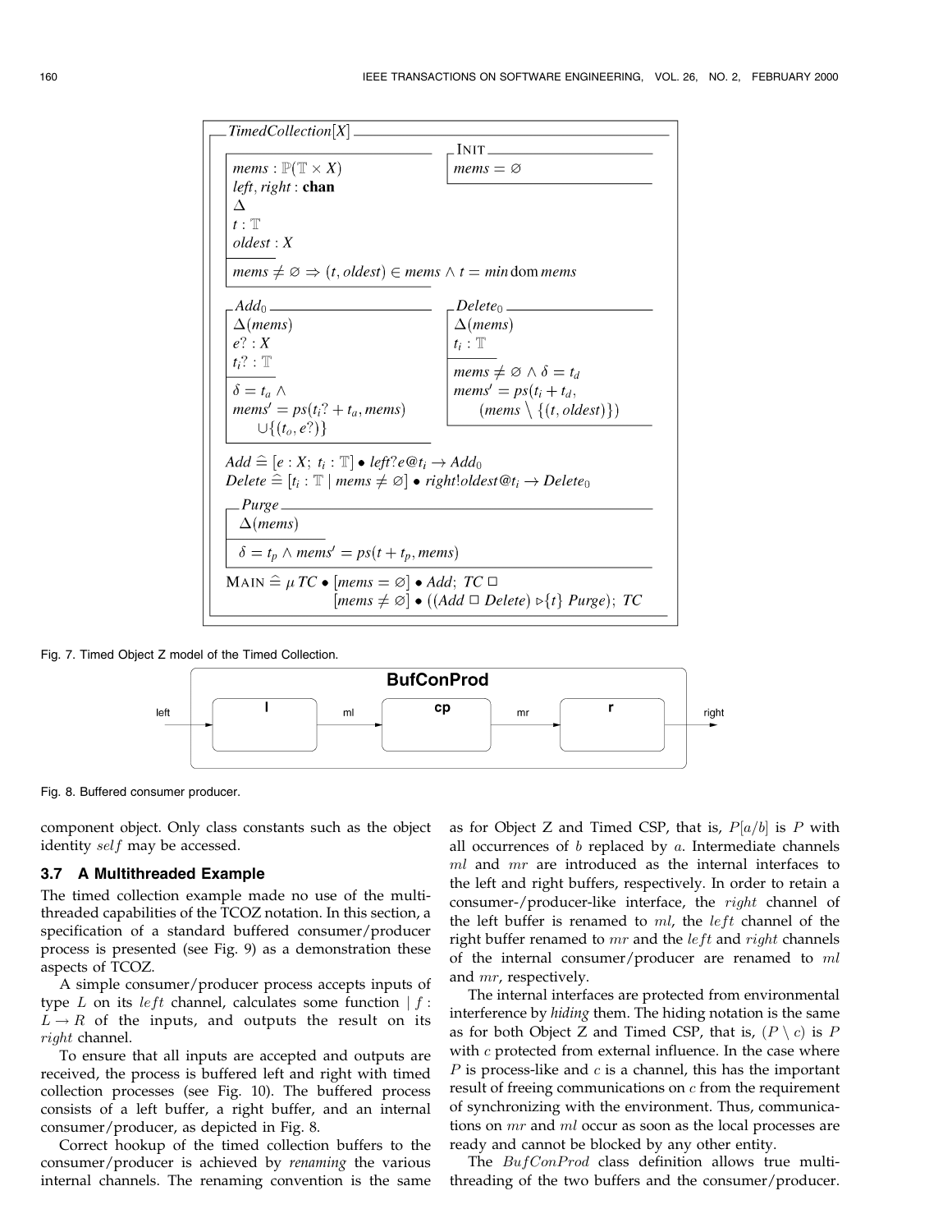$$
\begin{array}{l}
\textbf{TimedCollection}[X] \\
\quad mems : \mathbb{P}(\mathbb{T} \times X) \\
\quad left, right : \textbf{chan} \\
\quad \Delta \\
\quad t : \mathbb{T} \\
\quad oldest : X \\
\quad \hline
\quad mems \neq \varnothing \Rightarrow (t, oldest) \in mems \wedge t = min \operatorname{dom} mems \\[1em]
\quad \textsc{Init} \\
\quad \quad mems = \varnothing \\[1em]
\quad Add_0 \\
\quad \quad \Delta(mems) \\
\quad \quad e? : X \\
\quad \quad t_i? : \mathbb{T} \\
\quad \quad \hline
\quad \quad \delta = t_a \wedge \\
\quad \quad mems' = ps(t_i? + t_a, mems) \\
\quad \quad \quad \cup \{(t_o, e?)\} \\[1em]
\quad Delete_0 \\
\quad \quad \Delta(mems) \\
\quad \quad t_i : \mathbb{T} \\
\quad \quad \hline
\quad \quad mems \neq \varnothing \wedge \delta = t_d \\
\quad \quad mems' = ps(t_i + t_d, \\
\quad \quad \quad (mems \setminus \{(t, oldest)\}) \\[1em]
\quad Add \mathrel{\widehat{=}} [e : X;\ t_i : \mathbb{T}] \bullet left?e@t_i \rightarrow Add_0 \\
\quad Delete \mathrel{\widehat{=}} [t_i : \mathbb{T} \mid mems \neq \varnothing] \bullet right!oldest@t_i \rightarrow Delete_0 \\[1em]
\quad Purge \\
\quad \quad \Delta(mems) \\
\quad \quad \hline
\quad \quad \delta = t_p \wedge mems' = ps(t + t_p, mems) \\[1em]
\quad \textsc{Main} \mathrel{\widehat{=}} \mu\, TC \bullet [mems = \varnothing] \bullet Add;\ TC \ \Box \\
\quad \quad [mems \neq \varnothing] \bullet ((Add \ \Box\ Delete) \rhd \{t\}\ Purge);\ TC
\end{array}
$$

Fig. 7. Timed Object Z model of the Timed Collection.

Fig. 8. Buffered consumer producer.

component object. Only class constants such as the object identity $self$ may be accessed.

### 3.7 A Multithreaded Example

The timed collection example made no use of the multithreaded capabilities of the TCOZ notation. In this section, a specification of a standard buffered consumer/producer process is presented (see Fig. 9) as a demonstration these aspects of TCOZ.

A simple consumer/producer process accepts inputs of type $L$ on its $left$ channel, calculates some function $| f : L \rightarrow R$ of the inputs, and outputs the result on its $right$ channel.

To ensure that all inputs are accepted and outputs are received, the process is buffered left and right with timed collection processes (see Fig. 10). The buffered process consists of a left buffer, a right buffer, and an internal consumer/producer, as depicted in Fig. 8.

Correct hookup of the timed collection buffers to the consumer/producer is achieved by *renaming* the various internal channels. The renaming convention is the same as for Object Z and Timed CSP, that is, $P[a/b]$ is $P$ with all occurrences of $b$ replaced by $a$. Intermediate channels $ml$ and $mr$ are introduced as the internal interfaces to the left and right buffers, respectively. In order to retain a consumer-/producer-like interface, the $right$ channel of the left buffer is renamed to $ml$, the $left$ channel of the right buffer renamed to $mr$ and the $left$ and $right$ channels of the internal consumer/producer are renamed to $ml$ and $mr$, respectively.

The internal interfaces are protected from environmental interference by *hiding* them. The hiding notation is the same as for both Object Z and Timed CSP, that is, $(P \setminus c)$ is $P$ with $c$ protected from external influence. In the case where $P$ is process-like and $c$ is a channel, this has the important result of freeing communications on $c$ from the requirement of synchronizing with the environment. Thus, communications on $mr$ and $ml$ occur as soon as the local processes are ready and cannot be blocked by any other entity.

The $BufConProd$ class definition allows true multithreading of the two buffers and the consumer/producer.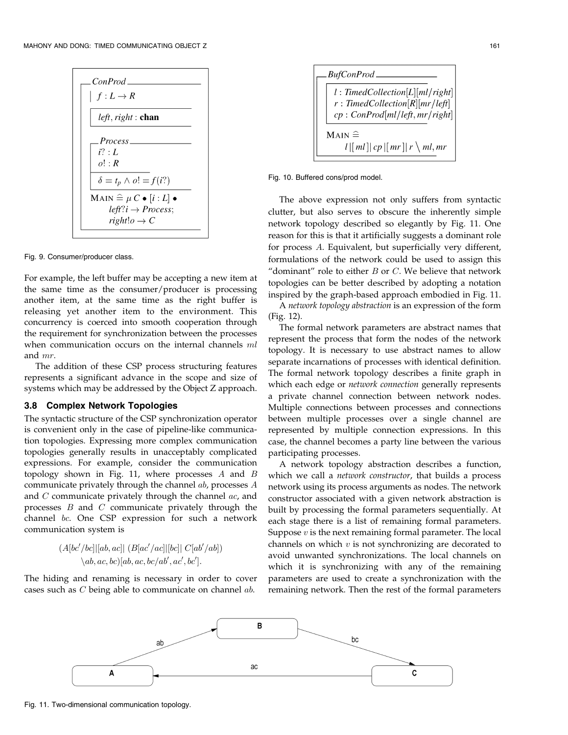$$
\begin{array}{l}
\textit{ConProd} \\
\quad f : L \rightarrow R \\
\hline
\quad \textit{left}, \textit{right} : \mathbf{chan} \\
\hline
\quad \textit{Process} \\
\quad\quad i? : L \\
\quad\quad o! : R \\
\quad\quad \hline
\quad\quad \delta = t_p \wedge o! = f(i?) \\
\quad \textsc{Main} \mathrel{\widehat{=}} \mu\, C \bullet [i : L] \bullet \\
\quad\quad \textit{left}?i \rightarrow \textit{Process}; \\
\quad\quad \textit{right}!o \rightarrow C
\end{array}
$$

Fig. 9. Consumer/producer class.

For example, the left buffer may be accepting a new item at the same time as the consumer/producer is processing another item, at the same time as the right buffer is releasing yet another item to the environment. This concurrency is coerced into smooth cooperation through the requirement for synchronization between the processes when communication occurs on the internal channels $ml$ and $mr$.

The addition of these CSP process structuring features represents a significant advance in the scope and size of systems which may be addressed by the Object Z approach.

### 3.8 Complex Network Topologies

The syntactic structure of the CSP synchronization operator is convenient only in the case of pipeline-like communication topologies. Expressing more complex communication topologies generally results in unacceptably complicated expressions. For example, consider the communication topology shown in Fig. 11, where processes $A$ and $B$ communicate privately through the channel $ab$, processes $A$ and $C$ communicate privately through the channel $ac$, and processes $B$ and $C$ communicate privately through the channel $bc$. One CSP expression for such a network communication system is

$$
(A[bc'/bc]|[ab, ac]|\ (B[ac'/ac]|[bc]|\ C[ab'/ab]) \\
\backslash ab, ac, bc)[ab, ac, bc/ab', ac', bc'].
$$

The hiding and renaming is necessary in order to cover cases such as $C$ being able to communicate on channel $ab$.

$$
\begin{array}{l}
\textit{BufConProd} \\
\quad l : \textit{TimedCollection}[L][ml/\textit{right}] \\
\quad r : \textit{TimedCollection}[R][mr/\textit{left}] \\
\quad cp : \textit{ConProd}[ml/\textit{left}, mr/\textit{right}] \\
\hline
\quad \textsc{Main} \mathrel{\widehat{=}} \\
\quad\quad l\,|[\,ml\,]|\,cp\,|[\,mr\,]|\,r \setminus ml, mr
\end{array}
$$

Fig. 10. Buffered cons/prod model.

The above expression not only suffers from syntactic clutter, but also serves to obscure the inherently simple network topology described so elegantly by Fig. 11. One reason for this is that it artificially suggests a dominant role for process $A$. Equivalent, but superficially very different, formulations of the network could be used to assign this "dominant" role to either $B$ or $C$. We believe that network topologies can be better described by adopting a notation inspired by the graph-based approach embodied in Fig. 11.

A *network topology abstraction* is an expression of the form (Fig. 12).

The formal network parameters are abstract names that represent the process that form the nodes of the network topology. It is necessary to use abstract names to allow separate incarnations of processes with identical definition. The formal network topology describes a finite graph in which each edge or *network connection* generally represents a private channel connection between network nodes. Multiple connections between processes and connections between multiple processes over a single channel are represented by multiple connection expressions. In this case, the channel becomes a party line between the various participating processes.

A network topology abstraction describes a function, which we call a *network constructor*, that builds a process network using its process arguments as nodes. The network constructor associated with a given network abstraction is built by processing the formal parameters sequentially. At each stage there is a list of remaining formal parameters. Suppose $v$ is the next remaining formal parameter. The local channels on which $v$ is not synchronizing are decorated to avoid unwanted synchronizations. The local channels on which it is synchronizing with any of the remaining parameters are used to create a synchronization with the remaining network. Then the rest of the formal parameters

Fig. 11. Two-dimensional communication topology.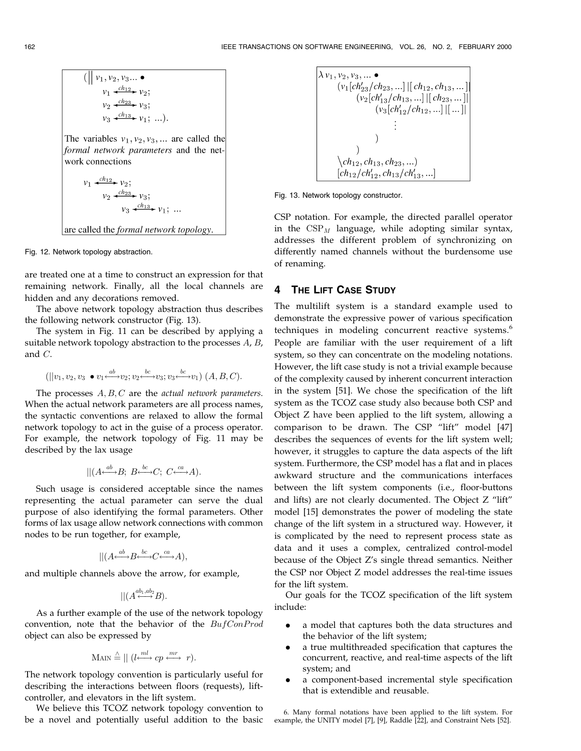$$(\| v_1, v_2, v_3 ... \bullet$$
$$v_1 \overset{ch_{12}}{\longleftrightarrow} v_2;$$
$$v_2 \overset{ch_{23}}{\longleftrightarrow} v_3;$$
$$v_3 \overset{ch_{13}}{\longleftrightarrow} v_1; \; ...).$$

The variables $v_1, v_2, v_3, ...$ are called the *formal network parameters* and the network connections

$$v_1 \overset{ch_{12}}{\longleftrightarrow} v_2;$$
$$v_2 \overset{ch_{23}}{\longleftrightarrow} v_3;$$
$$v_3 \overset{ch_{13}}{\longleftrightarrow} v_1; \; ...$$

are called the *formal network topology*.

Fig. 12. Network topology abstraction.

are treated one at a time to construct an expression for that remaining network. Finally, all the local channels are hidden and any decorations removed.

The above network topology abstraction thus describes the following network constructor (Fig. 13).

The system in Fig. 11 can be described by applying a suitable network topology abstraction to the processes $A$, $B$, and $C$.

$$(\| v_1, v_2, v_3 \; \bullet v_1 \overset{ab}{\longleftrightarrow} v_2; v_2 \overset{bc}{\longleftrightarrow} v_3; v_3 \overset{bc}{\longleftrightarrow} v_1) \; (A, B, C).$$

The processes $A, B, C$ are the *actual network parameters*. When the actual network parameters are all process names, the syntactic conventions are relaxed to allow the formal network topology to act in the guise of a process operator. For example, the network topology of Fig. 11 may be described by the lax usage

$$\|(A \overset{ab}{\longleftrightarrow} B; \; B \overset{bc}{\longleftrightarrow} C; \; C \overset{ca}{\longleftrightarrow} A).$$

Such usage is considered acceptable since the names representing the actual parameter can serve the dual purpose of also identifying the formal parameters. Other forms of lax usage allow network connections with common nodes to be run together, for example,

$$\|(A \overset{ab}{\longleftrightarrow} B \overset{bc}{\longleftrightarrow} C \overset{ca}{\longleftrightarrow} A),$$

and multiple channels above the arrow, for example,

$$\|(A \overset{ab_1, ab_2}{\longleftrightarrow} B).$$

As a further example of the use of the network topology convention, note that the behavior of the $BufConProd$ object can also be expressed by

$$\text{MAIN} \mathrel{\widehat{=}} \| \; (l \overset{ml}{\longleftrightarrow} cp \overset{mr}{\longleftrightarrow} r).$$

The network topology convention is particularly useful for describing the interactions between floors (requests), lift-controller, and elevators in the lift system.

We believe this TCOZ network topology convention to be a novel and potentially useful addition to the basic CSP notation. For example, the directed parallel operator in the $\text{CSP}_M$ language, while adopting similar syntax, addresses the different problem of synchronizing on differently named channels without the burdensome use of renaming.

$$\lambda \, v_1, v_2, v_3, ... \bullet$$
$$(v_1[ch'_{23}/ch_{23}, ...] \, |[ ch_{12}, ch_{13}, ... ]| \, (v_2[ch'_{13}/ch_{13}, ...] \, |[ ch_{23}, ... ]| \, (v_3[ch'_{12}/ch_{12}, ...] \, |[ ... ]| \, \vdots \, ) \, ) \, \setminus ch_{12}, ch_{13}, ch_{23}, ...) \, [ch_{12}/ch'_{12}, ch_{13}/ch'_{13}, ...]$$

Fig. 13. Network topology constructor.

## 4 The Lift Case Study

The multilift system is a standard example used to demonstrate the expressive power of various specification techniques in modeling concurrent reactive systems.[6] People are familiar with the user requirement of a lift system, so they can concentrate on the modeling notations. However, the lift case study is not a trivial example because of the complexity caused by inherent concurrent interaction in the system [51]. We chose the specification of the lift system as the TCOZ case study also because both CSP and Object Z have been applied to the lift system, allowing a comparison to be drawn. The CSP "lift" model [47] describes the sequences of events for the lift system well; however, it struggles to capture the data aspects of the lift system. Furthermore, the CSP model has a flat and in places awkward structure and the communications interfaces between the lift system components (i.e., floor-buttons and lifts) are not clearly documented. The Object Z "lift" model [15] demonstrates the power of modeling the state change of the lift system in a structured way. However, it is complicated by the need to represent process state as data and it uses a complex, centralized control-model because of the Object Z's single thread semantics. Neither the CSP nor Object Z model addresses the real-time issues for the lift system.

Our goals for the TCOZ specification of the lift system include:

- a model that captures both the data structures and the behavior of the lift system;
- a true multithreaded specification that captures the concurrent, reactive, and real-time aspects of the lift system; and
- a component-based incremental style specification that is extendible and reusable.

6. Many formal notations have been applied to the lift system. For example, the UNITY model [7], [9], Raddle [22], and Constraint Nets [52].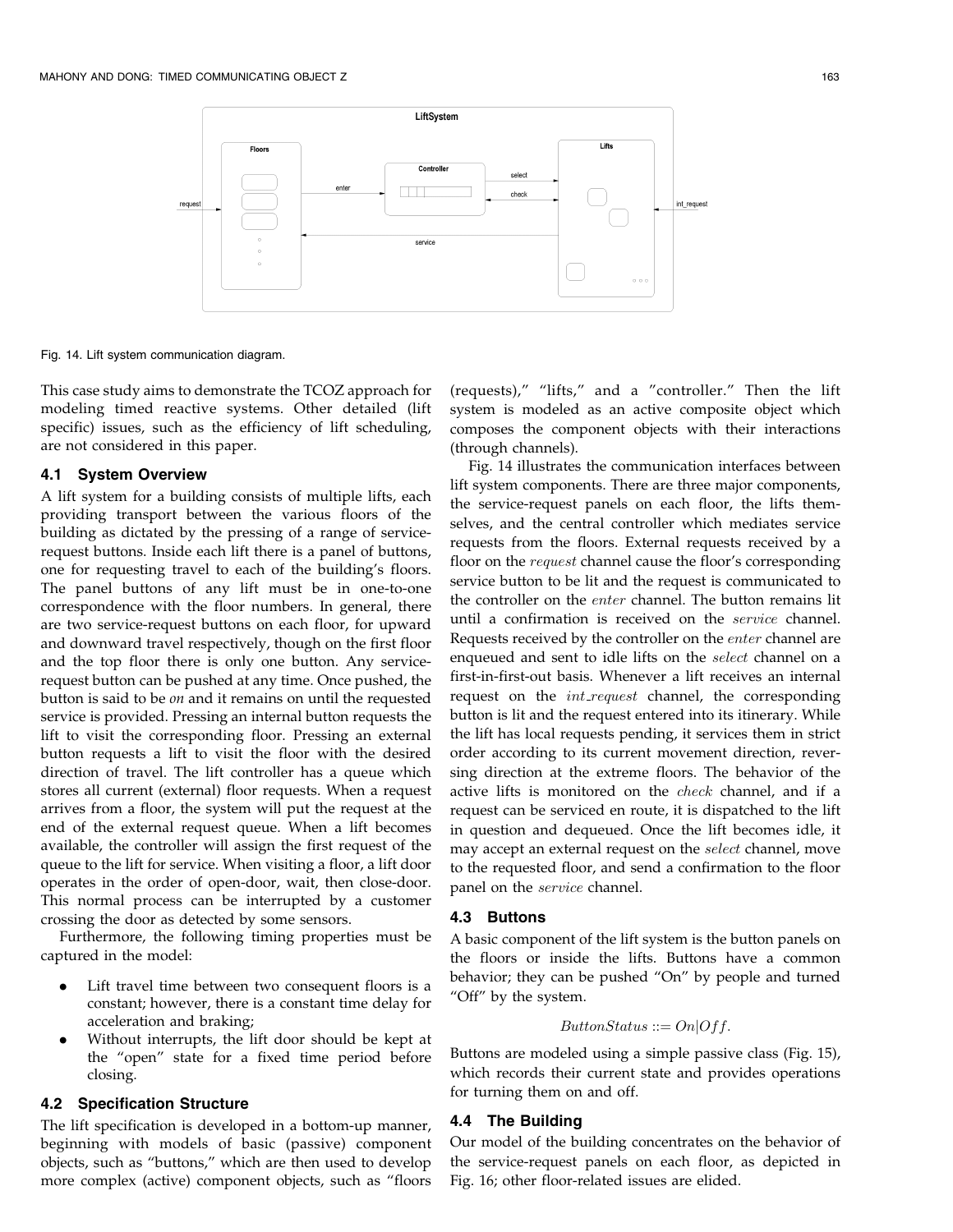LiftSystem

Floors

Controller

Lifts

request

enter

select

check

int_request

service

Fig. 14. Lift system communication diagram.

This case study aims to demonstrate the TCOZ approach for modeling timed reactive systems. Other detailed (lift specific) issues, such as the efficiency of lift scheduling, are not considered in this paper.

### 4.1 System Overview

A lift system for a building consists of multiple lifts, each providing transport between the various floors of the building as dictated by the pressing of a range of service-request buttons. Inside each lift there is a panel of buttons, one for requesting travel to each of the building's floors. The panel buttons of any lift must be in one-to-one correspondence with the floor numbers. In general, there are two service-request buttons on each floor, for upward and downward travel respectively, though on the first floor and the top floor there is only one button. Any service-request button can be pushed at any time. Once pushed, the button is said to be *on* and it remains on until the requested service is provided. Pressing an internal button requests the lift to visit the corresponding floor. Pressing an external button requests a lift to visit the floor with the desired direction of travel. The lift controller has a queue which stores all current (external) floor requests. When a request arrives from a floor, the system will put the request at the end of the external request queue. When a lift becomes available, the controller will assign the first request of the queue to the lift for service. When visiting a floor, a lift door operates in the order of open-door, wait, then close-door. This normal process can be interrupted by a customer crossing the door as detected by some sensors.

Furthermore, the following timing properties must be captured in the model:

- Lift travel time between two consequent floors is a constant; however, there is a constant time delay for acceleration and braking;
- Without interrupts, the lift door should be kept at the "open" state for a fixed time period before closing.

### 4.2 Specification Structure

The lift specification is developed in a bottom-up manner, beginning with models of basic (passive) component objects, such as "buttons," which are then used to develop more complex (active) component objects, such as "floors (requests)," "lifts," and a "controller." Then the lift system is modeled as an active composite object which composes the component objects with their interactions (through channels).

Fig. 14 illustrates the communication interfaces between lift system components. There are three major components, the service-request panels on each floor, the lifts themselves, and the central controller which mediates service requests from the floors. External requests received by a floor on the $request$ channel cause the floor's corresponding service button to be lit and the request is communicated to the controller on the $enter$ channel. The button remains lit until a confirmation is received on the $service$ channel. Requests received by the controller on the $enter$ channel are enqueued and sent to idle lifts on the $select$ channel on a first-in-first-out basis. Whenever a lift receives an internal request on the $int\_request$ channel, the corresponding button is lit and the request entered into its itinerary. While the lift has local requests pending, it services them in strict order according to its current movement direction, reversing direction at the extreme floors. The behavior of the active lifts is monitored on the $check$ channel, and if a request can be serviced en route, it is dispatched to the lift in question and dequeued. Once the lift becomes idle, it may accept an external request on the $select$ channel, move to the requested floor, and send a confirmation to the floor panel on the $service$ channel.

### 4.3 Buttons

A basic component of the lift system is the button panels on the floors or inside the lifts. Buttons have a common behavior; they can be pushed "On" by people and turned "Off" by the system.

$$ButtonStatus ::= On | Off.$$

Buttons are modeled using a simple passive class (Fig. 15), which records their current state and provides operations for turning them on and off.

### 4.4 The Building

Our model of the building concentrates on the behavior of the service-request panels on each floor, as depicted in Fig. 16; other floor-related issues are elided.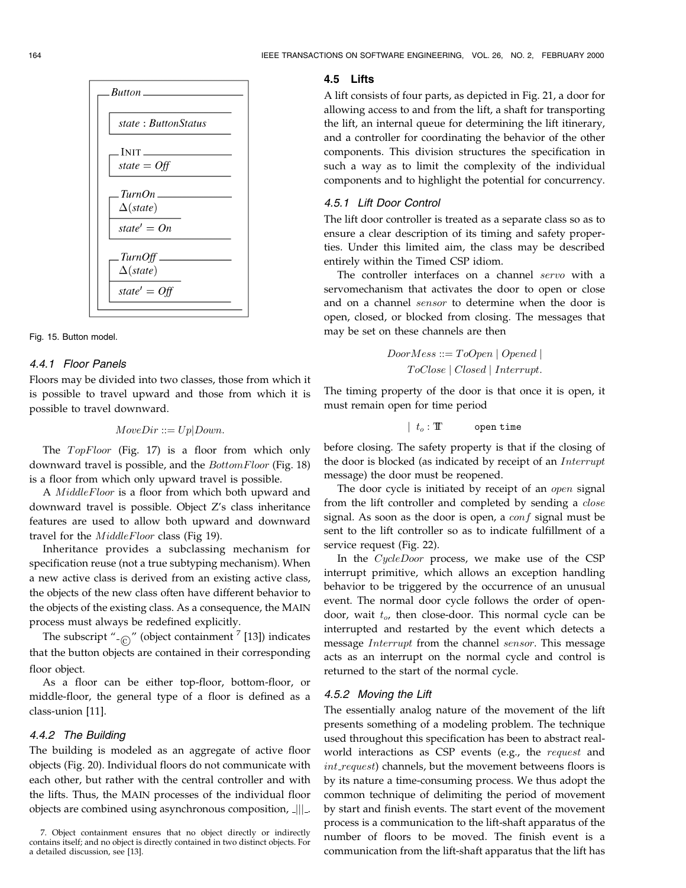```
Button
┌─────────────────────────┐
│ state : ButtonStatus    │
└─────────────────────────┘
INIT
  state = Off

TurnOn
  Δ(state)
  ─────────
  state' = On

TurnOff
  Δ(state)
  ─────────
  state' = Off
```

Fig. 15. Button model.

#### 4.4.1 Floor Panels

Floors may be divided into two classes, those from which it is possible to travel upward and those from which it is possible to travel downward.

$$MoveDir ::= Up | Down.$$

The $TopFloor$ (Fig. 17) is a floor from which only downward travel is possible, and the $BottomFloor$ (Fig. 18) is a floor from which only upward travel is possible.

A $MiddleFloor$ is a floor from which both upward and downward travel is possible. Object Z's class inheritance features are used to allow both upward and downward travel for the $MiddleFloor$ class (Fig 19).

Inheritance provides a subclassing mechanism for specification reuse (not a true subtyping mechanism). When a new active class is derived from an existing active class, the objects of the new class often have different behavior to the objects of the existing class. As a consequence, the MAIN process must always be redefined explicitly.

The subscript "$_{\copyright}$" (object containment [7] [13]) indicates that the button objects are contained in their corresponding floor object.

As a floor can be either top-floor, bottom-floor, or middle-floor, the general type of a floor is defined as a class-union [11].

#### 4.4.2 The Building

The building is modeled as an aggregate of active floor objects (Fig. 20). Individual floors do not communicate with each other, but rather with the central controller and with the lifts. Thus, the MAIN processes of the individual floor objects are combined using asynchronous composition, $\_|||\_$.

7. Object containment ensures that no object directly or indirectly contains itself; and no object is directly contained in two distinct objects. For a detailed discussion, see [13].

### 4.5 Lifts

A lift consists of four parts, as depicted in Fig. 21, a door for allowing access to and from the lift, a shaft for transporting the lift, an internal queue for determining the lift itinerary, and a controller for coordinating the behavior of the other components. This division structures the specification in such a way as to limit the complexity of the individual components and to highlight the potential for concurrency.

#### 4.5.1 Lift Door Control

The lift door controller is treated as a separate class so as to ensure a clear description of its timing and safety properties. Under this limited aim, the class may be described entirely within the Timed CSP idiom.

The controller interfaces on a channel $servo$ with a servomechanism that activates the door to open or close and on a channel $sensor$ to determine when the door is open, closed, or blocked from closing. The messages that may be set on these channels are then

$$DoorMess ::= ToOpen \mid Opened \mid ToClose \mid Closed \mid Interrupt.$$

The timing property of the door is that once it is open, it must remain open for time period

$$| \ t_o : \mathbb{T} \qquad \texttt{open time}$$

before closing. The safety property is that if the closing of the door is blocked (as indicated by receipt of an $Interrupt$ message) the door must be reopened.

The door cycle is initiated by receipt of an $open$ signal from the lift controller and completed by sending a $close$ signal. As soon as the door is open, a $conf$ signal must be sent to the lift controller so as to indicate fulfillment of a service request (Fig. 22).

In the $CycleDoor$ process, we make use of the CSP interrupt primitive, which allows an exception handling behavior to be triggered by the occurrence of an unusual event. The normal door cycle follows the order of open-door, wait $t_o$, then close-door. This normal cycle can be interrupted and restarted by the event which detects a message $Interrupt$ from the channel $sensor$. This message acts as an interrupt on the normal cycle and control is returned to the start of the normal cycle.

#### 4.5.2 Moving the Lift

The essentially analog nature of the movement of the lift presents something of a modeling problem. The technique used throughout this specification has been to abstract real-world interactions as CSP events (e.g., the $request$ and $int\_request$) channels, but the movement betweens floors is by its nature a time-consuming process. We thus adopt the common technique of delimiting the period of movement by start and finish events. The start event of the movement process is a communication to the lift-shaft apparatus of the number of floors to be moved. The finish event is a communication from the lift-shaft apparatus that the lift has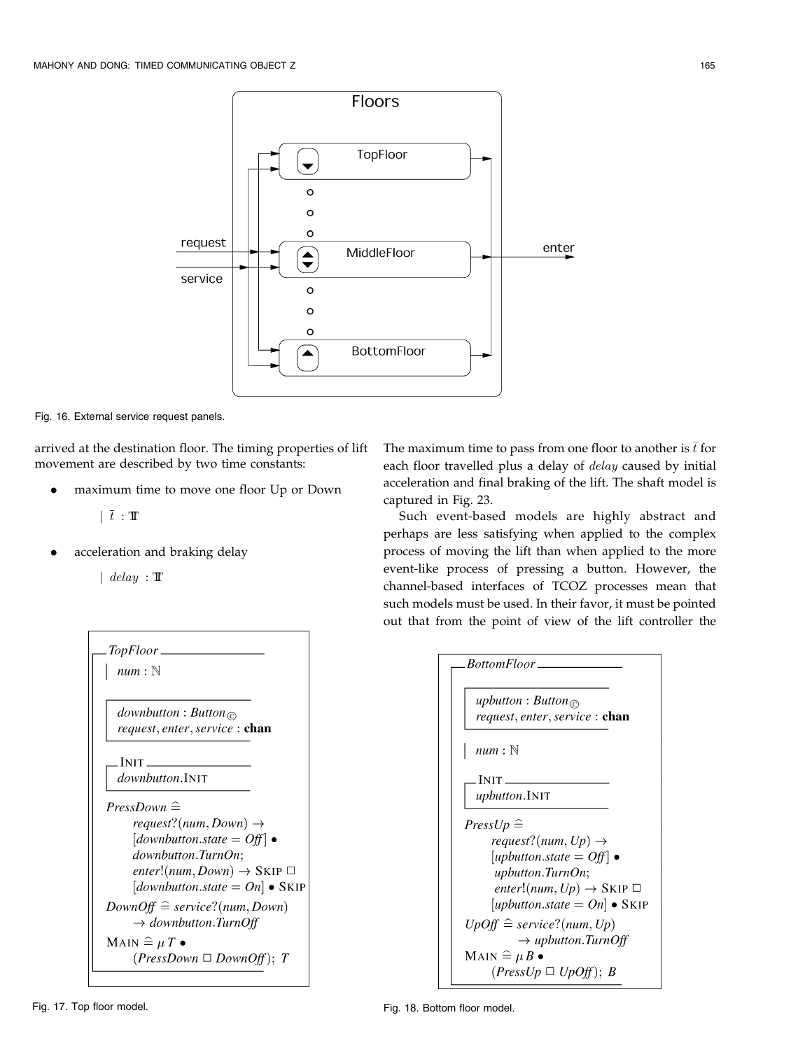Fig. 16. External service request panels.

arrived at the destination floor. The timing properties of lift movement are described by two time constants:

- maximum time to move one floor Up or Down

  $| \ \bar{t} : \mathbb{T}$

- acceleration and braking delay

  $| \ delay : \mathbb{T}$

The maximum time to pass from one floor to another is $\bar{t}$ for each floor travelled plus a delay of $delay$ caused by initial acceleration and final braking of the lift. The shaft model is captured in Fig. 23.

Such event-based models are highly abstract and perhaps are less satisfying when applied to the complex process of moving the lift than when applied to the more event-like process of pressing a button. However, the channel-based interfaces of TCOZ processes mean that such models must be used. In their favor, it must be pointed out that from the point of view of the lift controller the

```
TopFloor
| num : ℕ

  downbutton : Button©
  request, enter, service : chan

  INIT
  downbutton.INIT

PressDown ≙
    request?(num, Down) →
    [downbutton.state = Off] •
    downbutton.TurnOn;
    enter!(num, Down) → SKIP □
    [downbutton.state = On] • SKIP
DownOff ≙ service?(num, Down)
    → downbutton.TurnOff
MAIN ≙ μ T •
    (PressDown □ DownOff); T
```

Fig. 17. Top floor model.

```
BottomFloor

  upbutton : Button©
  request, enter, service : chan

| num : ℕ

  INIT
  upbutton.INIT

PressUp ≙
    request?(num, Up) →
    [upbutton.state = Off] •
    upbutton.TurnOn;
    enter!(num, Up) → SKIP □
    [upbutton.state = On] • SKIP
UpOff ≙ service?(num, Up)
    → upbutton.TurnOff
MAIN ≙ μ B •
    (PressUp □ UpOff); B
```

Fig. 18. Bottom floor model.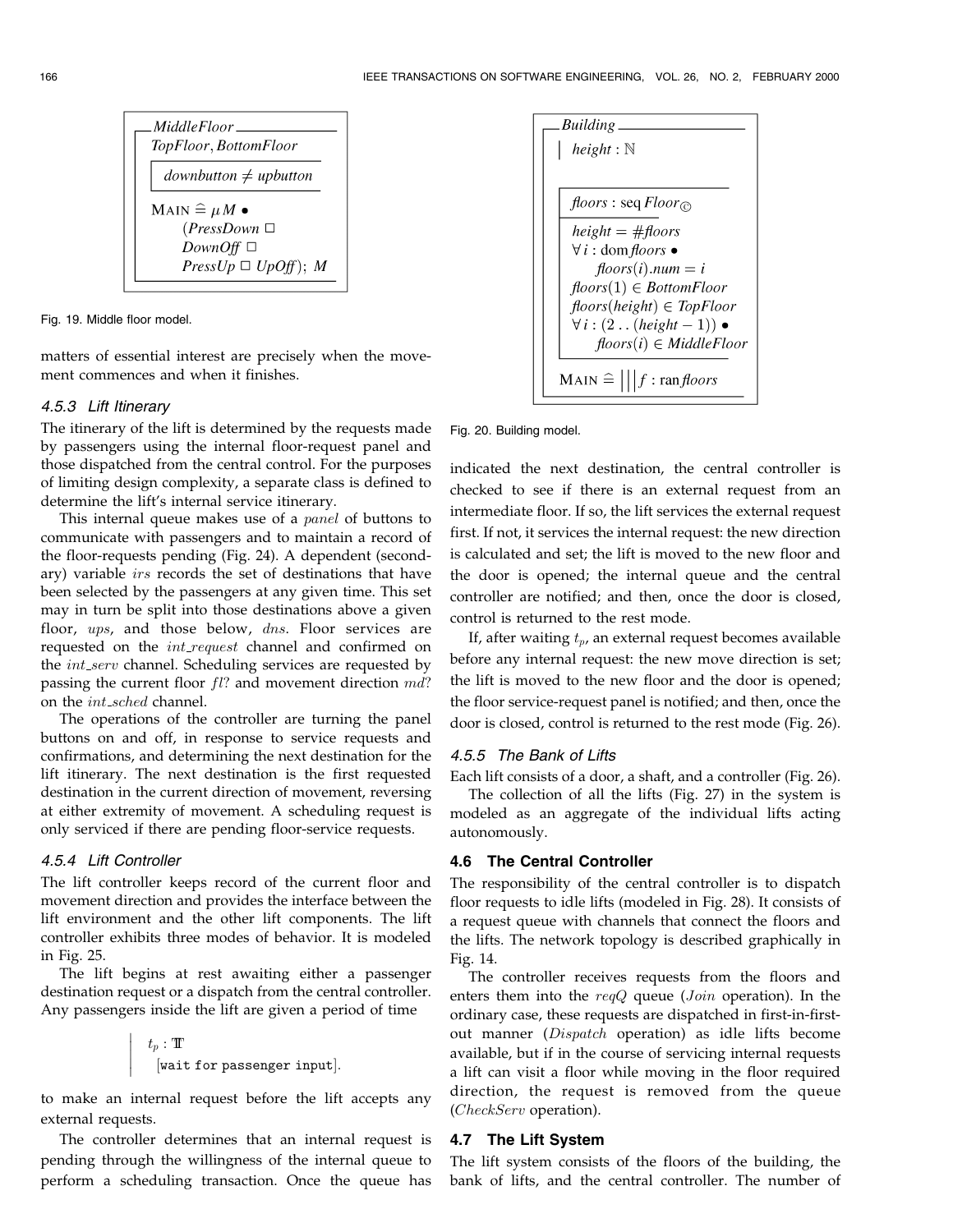$$
\begin{array}{|l}
\hline
\textit{MiddleFloor} \\
\textit{TopFloor}, \textit{BottomFloor} \\
\quad \boxed{\textit{downbutton} \neq \textit{upbutton}} \\
\textrm{MAIN} \mathrel{\widehat{=}} \mu M \bullet \\
\quad (\textit{PressDown} \; \Box \\
\quad \textit{DownOff} \; \Box \\
\quad \textit{PressUp} \; \Box \; \textit{UpOff}); \; M \\
\hline
\end{array}
$$

Fig. 19. Middle floor model.

matters of essential interest are precisely when the movement commences and when it finishes.

### 4.5.3 Lift Itinerary

The itinerary of the lift is determined by the requests made by passengers using the internal floor-request panel and those dispatched from the central control. For the purposes of limiting design complexity, a separate class is defined to determine the lift's internal service itinerary.

This internal queue makes use of a $panel$ of buttons to communicate with passengers and to maintain a record of the floor-requests pending (Fig. 24). A dependent (secondary) variable $irs$ records the set of destinations that have been selected by the passengers at any given time. This set may in turn be split into those destinations above a given floor, $ups$, and those below, $dns$. Floor services are requested on the $int\_request$ channel and confirmed on the $int\_serv$ channel. Scheduling services are requested by passing the current floor $fl?$ and movement direction $md?$ on the $int\_sched$ channel.

The operations of the controller are turning the panel buttons on and off, in response to service requests and confirmations, and determining the next destination for the lift itinerary. The next destination is the first requested destination in the current direction of movement, reversing at either extremity of movement. A scheduling request is only serviced if there are pending floor-service requests.

### 4.5.4 Lift Controller

The lift controller keeps record of the current floor and movement direction and provides the interface between the lift environment and the other lift components. The lift controller exhibits three modes of behavior. It is modeled in Fig. 25.

The lift begins at rest awaiting either a passenger destination request or a dispatch from the central controller. Any passengers inside the lift are given a period of time

$$
\begin{array}{|l}
t_p : \mathbb{T} \\
\quad [\texttt{wait for passenger input}].
\end{array}
$$

to make an internal request before the lift accepts any external requests.

The controller determines that an internal request is pending through the willingness of the internal queue to perform a scheduling transaction. Once the queue has indicated the next destination, the central controller is checked to see if there is an external request from an intermediate floor. If so, the lift services the external request first. If not, it services the internal request: the new direction is calculated and set; the lift is moved to the new floor and the door is opened; the internal queue and the central controller are notified; and then, once the door is closed, control is returned to the rest mode.

If, after waiting $t_p$, an external request becomes available before any internal request: the new move direction is set; the lift is moved to the new floor and the door is opened; the floor service-request panel is notified; and then, once the door is closed, control is returned to the rest mode (Fig. 26).

$$
\begin{array}{|l}
\hline
\textit{Building} \\
\quad | \; \textit{height} : \mathbb{N} \\
\\
\quad \textit{floors} : \textrm{seq}\, \textit{Floor}_{\copyright} \\
\quad \textit{height} = \#\textit{floors} \\
\quad \forall\, i : \textrm{dom}\, \textit{floors} \bullet \\
\qquad \textit{floors}(i).\textit{num} = i \\
\quad \textit{floors}(1) \in \textit{BottomFloor} \\
\quad \textit{floors}(\textit{height}) \in \textit{TopFloor} \\
\quad \forall\, i : (2 \,..\, (\textit{height} - 1)) \bullet \\
\qquad \textit{floors}(i) \in \textit{MiddleFloor} \\
\textrm{MAIN} \mathrel{\widehat{=}} |||\, f : \textrm{ran}\, \textit{floors} \\
\hline
\end{array}
$$

Fig. 20. Building model.

### 4.5.5 The Bank of Lifts

Each lift consists of a door, a shaft, and a controller (Fig. 26).

The collection of all the lifts (Fig. 27) in the system is modeled as an aggregate of the individual lifts acting autonomously.

## 4.6 The Central Controller

The responsibility of the central controller is to dispatch floor requests to idle lifts (modeled in Fig. 28). It consists of a request queue with channels that connect the floors and the lifts. The network topology is described graphically in Fig. 14.

The controller receives requests from the floors and enters them into the $reqQ$ queue ($Join$ operation). In the ordinary case, these requests are dispatched in first-in-first-out manner ($Dispatch$ operation) as idle lifts become available, but if in the course of servicing internal requests a lift can visit a floor while moving in the floor required direction, the request is removed from the queue ($CheckServ$ operation).

## 4.7 The Lift System

The lift system consists of the floors of the building, the bank of lifts, and the central controller. The number of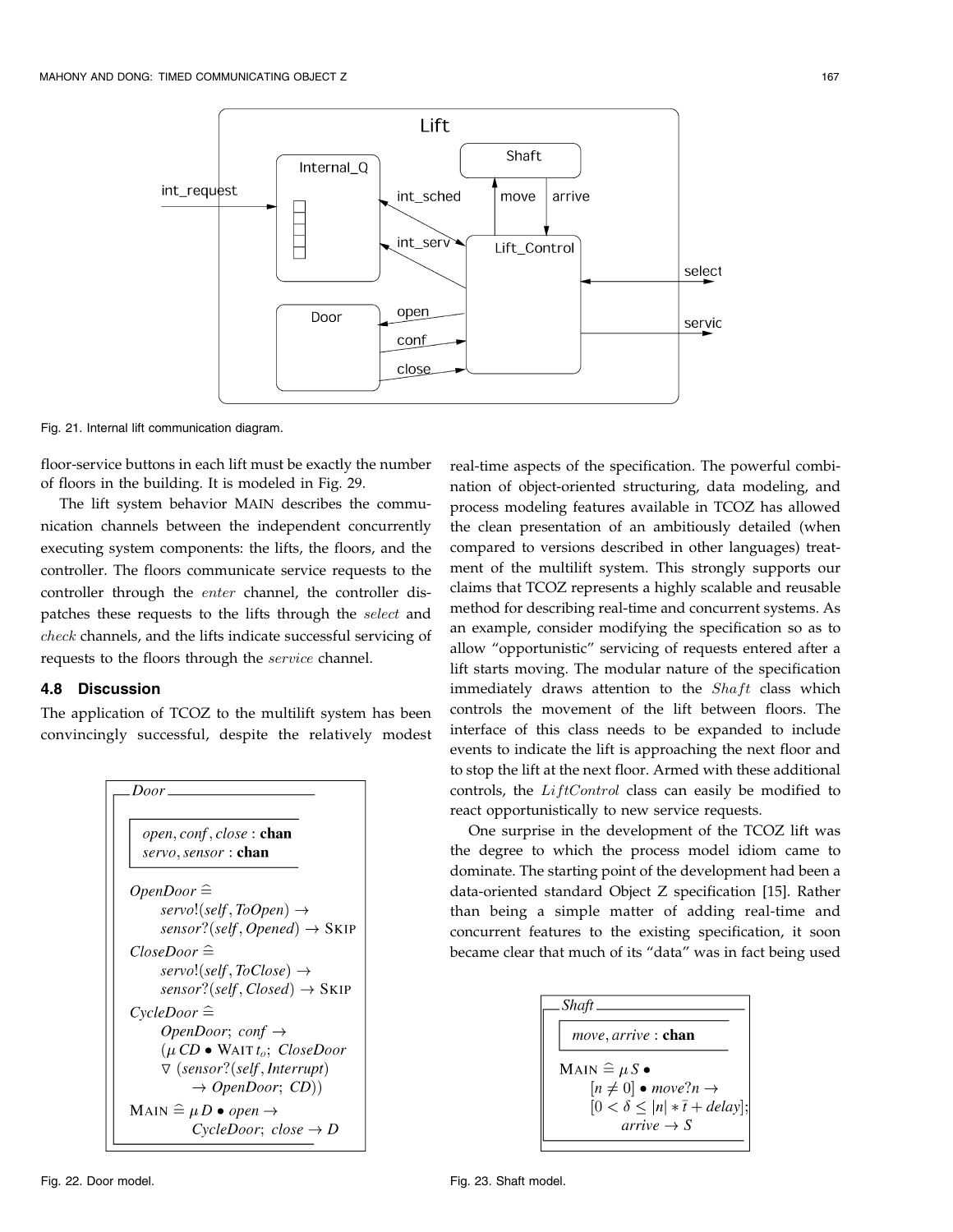Fig. 21. Internal lift communication diagram.

floor-service buttons in each lift must be exactly the number of floors in the building. It is modeled in Fig. 29.

The lift system behavior MAIN describes the communication channels between the independent concurrently executing system components: the lifts, the floors, and the controller. The floors communicate service requests to the controller through the $enter$ channel, the controller dispatches these requests to the lifts through the $select$ and $check$ channels, and the lifts indicate successful servicing of requests to the floors through the $service$ channel.

### 4.8 Discussion

The application of TCOZ to the multilift system has been convincingly successful, despite the relatively modest real-time aspects of the specification. The powerful combination of object-oriented structuring, data modeling, and process modeling features available in TCOZ has allowed the clean presentation of an ambitiously detailed (when compared to versions described in other languages) treatment of the multilift system. This strongly supports our claims that TCOZ represents a highly scalable and reusable method for describing real-time and concurrent systems. As an example, consider modifying the specification so as to allow "opportunistic" servicing of requests entered after a lift starts moving. The modular nature of the specification immediately draws attention to the $Shaft$ class which controls the movement of the lift between floors. The interface of this class needs to be expanded to include events to indicate the lift is approaching the next floor and to stop the lift at the next floor. Armed with these additional controls, the $LiftControl$ class can easily be modified to react opportunistically to new service requests.

One surprise in the development of the TCOZ lift was the degree to which the process model idiom came to dominate. The starting point of the development had been a data-oriented standard Object Z specification [15]. Rather than being a simple matter of adding real-time and concurrent features to the existing specification, it soon became clear that much of its "data" was in fact being used

**Door**

$open, conf, close : \textbf{chan}$
$servo, sensor : \textbf{chan}$

$OpenDoor \mathrel{\widehat=}$
$\quad servo!(self, ToOpen) \rightarrow$
$\quad sensor?(self, Opened) \rightarrow \text{SKIP}$

$CloseDoor \mathrel{\widehat=}$
$\quad servo!(self, ToClose) \rightarrow$
$\quad sensor?(self, Closed) \rightarrow \text{SKIP}$

$CycleDoor \mathrel{\widehat=}$
$\quad OpenDoor;\ conf \rightarrow$
$\quad (\mu\, CD \bullet \text{WAIT}\, t_o;\ CloseDoor$
$\quad \nabla\ (sensor?(self, Interrupt)$
$\quad\quad \rightarrow OpenDoor;\ CD))$

$\text{MAIN} \mathrel{\widehat=} \mu\, D \bullet open \rightarrow$
$\quad CycleDoor;\ close \rightarrow D$

Fig. 22. Door model.

**Shaft**

$move, arrive : \textbf{chan}$

$\text{MAIN} \mathrel{\widehat=} \mu\, S \bullet$
$\quad [n \neq 0] \bullet move?n \rightarrow$
$\quad [0 < \delta \leq |n| * \bar{t} + delay];$
$\quad\quad arrive \rightarrow S$

Fig. 23. Shaft model.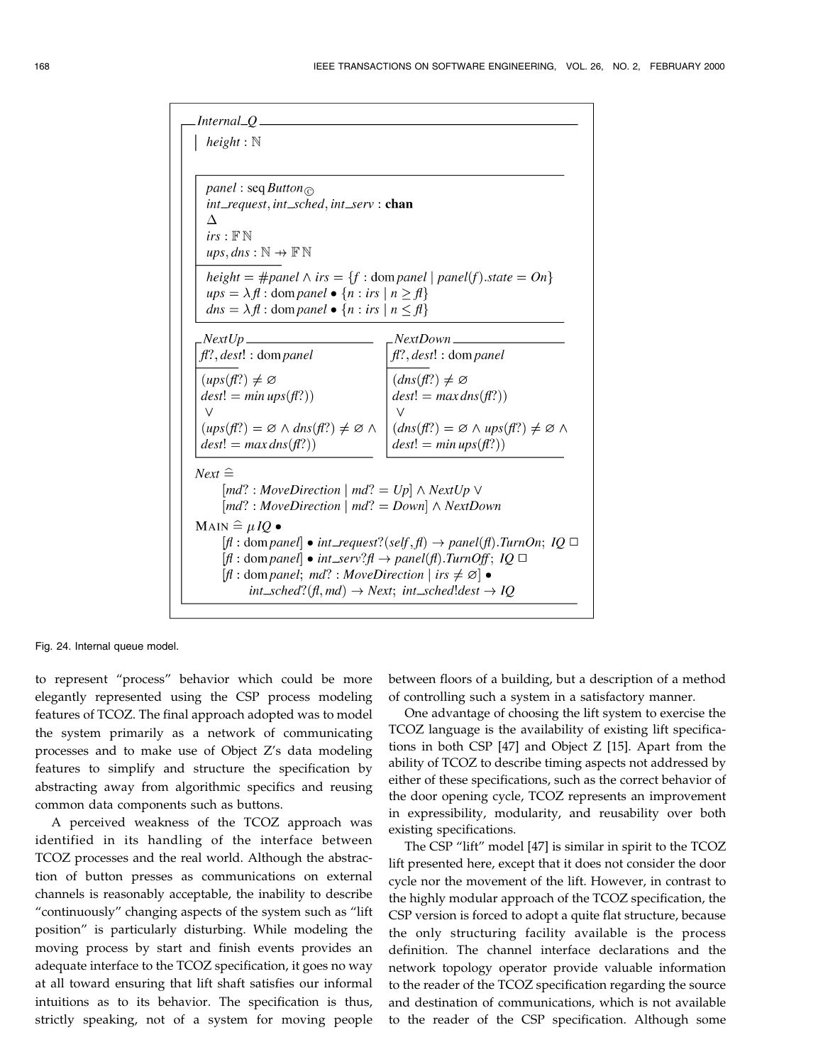$$
\begin{array}{l}
\textit{Internal\_Q} \\
\quad height : \mathbb{N} \\[6pt]
\quad panel : \text{seq}\, Button_{\copyright} \\
\quad int\_request, int\_sched, int\_serv : \textbf{chan} \\
\quad \Delta \\
\quad irs : \mathbb{F}\,\mathbb{N} \\
\quad ups, dns : \mathbb{N} \rightarrow \mathbb{F}\,\mathbb{N} \\[4pt]
\quad height = \#panel \land irs = \{f : \text{dom}\, panel \mid panel(f).state = On\} \\
\quad ups = \lambda fl : \text{dom}\, panel \bullet \{n : irs \mid n \geq fl\} \\
\quad dns = \lambda fl : \text{dom}\, panel \bullet \{n : irs \mid n \leq fl\} \\[6pt]
\quad \textit{NextUp} \\
\qquad fl?, dest! : \text{dom}\, panel \\
\qquad (ups(fl?) \neq \varnothing \\
\qquad dest! = min\, ups(fl?)) \\
\qquad \lor \\
\qquad (ups(fl?) = \varnothing \land dns(fl?) \neq \varnothing \land \\
\qquad dest! = max\, dns(fl?)) \\[6pt]
\quad \textit{NextDown} \\
\qquad fl?, dest! : \text{dom}\, panel \\
\qquad (dns(fl?) \neq \varnothing \\
\qquad dest! = max\, dns(fl?)) \\
\qquad \lor \\
\qquad (dns(fl?) = \varnothing \land ups(fl?) \neq \varnothing \land \\
\qquad dest! = min\, ups(fl?)) \\[6pt]
\quad Next \mathrel{\widehat=} \\
\qquad [md? : MoveDirection \mid md? = Up] \land NextUp \lor \\
\qquad [md? : MoveDirection \mid md? = Down] \land NextDown \\[4pt]
\quad \textsc{Main} \mathrel{\widehat=} \mu\, IQ \bullet \\
\qquad [fl : \text{dom}\, panel] \bullet int\_request?(self, fl) \rightarrow panel(fl).TurnOn;\ IQ\ \Box \\
\qquad [fl : \text{dom}\, panel] \bullet int\_serv?fl \rightarrow panel(fl).TurnOff;\ IQ\ \Box \\
\qquad [fl : \text{dom}\, panel;\ md? : MoveDirection \mid irs \neq \varnothing] \bullet \\
\qquad\quad int\_sched?(fl, md) \rightarrow Next;\ int\_sched!dest \rightarrow IQ
\end{array}
$$

Fig. 24. Internal queue model.

to represent "process" behavior which could be more elegantly represented using the CSP process modeling features of TCOZ. The final approach adopted was to model the system primarily as a network of communicating processes and to make use of Object Z's data modeling features to simplify and structure the specification by abstracting away from algorithmic specifics and reusing common data components such as buttons.

A perceived weakness of the TCOZ approach was identified in its handling of the interface between TCOZ processes and the real world. Although the abstraction of button presses as communications on external channels is reasonably acceptable, the inability to describe "continuously" changing aspects of the system such as "lift position" is particularly disturbing. While modeling the moving process by start and finish events provides an adequate interface to the TCOZ specification, it goes no way at all toward ensuring that lift shaft satisfies our informal intuitions as to its behavior. The specification is thus, strictly speaking, not of a system for moving people between floors of a building, but a description of a method of controlling such a system in a satisfactory manner.

One advantage of choosing the lift system to exercise the TCOZ language is the availability of existing lift specifications in both CSP [47] and Object Z [15]. Apart from the ability of TCOZ to describe timing aspects not addressed by either of these specifications, such as the correct behavior of the door opening cycle, TCOZ represents an improvement in expressibility, modularity, and reusability over both existing specifications.

The CSP "lift" model [47] is similar in spirit to the TCOZ lift presented here, except that it does not consider the door cycle nor the movement of the lift. However, in contrast to the highly modular approach of the TCOZ specification, the CSP version is forced to adopt a quite flat structure, because the only structuring facility available is the process definition. The channel interface declarations and the network topology operator provide valuable information to the reader of the TCOZ specification regarding the source and destination of communications, which is not available to the reader of the CSP specification. Although some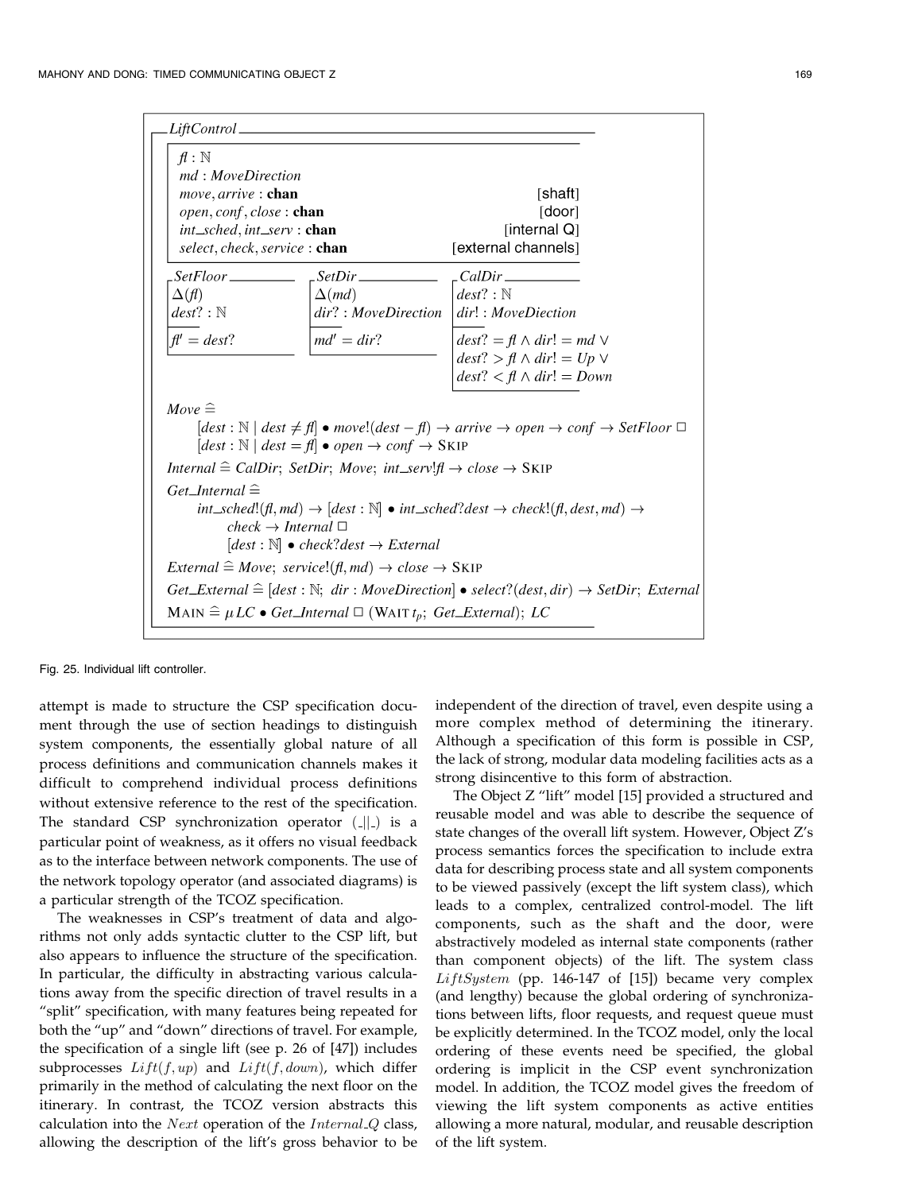*LiftControl*

$$
\begin{array}{ll}
fl : \mathbb{N} & \\
md : MoveDirection & \\
move, arrive : \textbf{chan} & \text{[shaft]} \\
open, conf, close : \textbf{chan} & \text{[door]} \\
int\_sched, int\_serv : \textbf{chan} & \text{[internal Q]} \\
select, check, service : \textbf{chan} & \text{[external channels]}
\end{array}
$$

*SetFloor*

$$
\begin{array}{l}
\Delta(fl) \\
dest? : \mathbb{N} \\
\hline
fl' = dest?
\end{array}
$$

*SetDir*

$$
\begin{array}{l}
\Delta(md) \\
dir? : MoveDirection \\
\hline
md' = dir?
\end{array}
$$

*CalDir*

$$
\begin{array}{l}
dest? : \mathbb{N} \\
dir! : MoveDiection \\
\hline
dest? = fl \wedge dir! = md \vee \\
dest? > fl \wedge dir! = Up \vee \\
dest? < fl \wedge dir! = Down
\end{array}
$$

$$
\begin{array}{l}
Move \mathrel{\widehat{=}} \\
\quad [dest : \mathbb{N} \mid dest \neq fl] \bullet move!(dest - fl) \rightarrow arrive \rightarrow open \rightarrow conf \rightarrow SetFloor \;\Box \\
\quad [dest : \mathbb{N} \mid dest = fl] \bullet open \rightarrow conf \rightarrow \textsc{Skip} \\
Internal \mathrel{\widehat{=}} CalDir;\; SetDir;\; Move;\; int\_serv!fl \rightarrow close \rightarrow \textsc{Skip} \\
Get\_Internal \mathrel{\widehat{=}} \\
\quad int\_sched!(fl, md) \rightarrow [dest : \mathbb{N}] \bullet int\_sched?dest \rightarrow check!(fl, dest, md) \rightarrow \\
\qquad check \rightarrow Internal \;\Box \\
\qquad [dest : \mathbb{N}] \bullet check?dest \rightarrow External \\
External \mathrel{\widehat{=}} Move;\; service!(fl, md) \rightarrow close \rightarrow \textsc{Skip} \\
Get\_External \mathrel{\widehat{=}} [dest : \mathbb{N};\; dir : MoveDirection] \bullet select?(dest, dir) \rightarrow SetDir;\; External \\
\textsc{Main} \mathrel{\widehat{=}} \mu LC \bullet Get\_Internal \;\Box\; (\textsc{Wait}\, t_p;\; Get\_External);\; LC
\end{array}
$$

Fig. 25. Individual lift controller.

attempt is made to structure the CSP specification document through the use of section headings to distinguish system components, the essentially global nature of all process definitions and communication channels makes it difficult to comprehend individual process definitions without extensive reference to the rest of the specification. The standard CSP synchronization operator $(\_||\_)$ is a particular point of weakness, as it offers no visual feedback as to the interface between network components. The use of the network topology operator (and associated diagrams) is a particular strength of the TCOZ specification.

The weaknesses in CSP's treatment of data and algorithms not only adds syntactic clutter to the CSP lift, but also appears to influence the structure of the specification. In particular, the difficulty in abstracting various calculations away from the specific direction of travel results in a "split" specification, with many features being repeated for both the "up" and "down" directions of travel. For example, the specification of a single lift (see p. 26 of [47]) includes subprocesses $Lift(f, up)$ and $Lift(f, down)$, which differ primarily in the method of calculating the next floor on the itinerary. In contrast, the TCOZ version abstracts this calculation into the $Next$ operation of the $Internal\_Q$ class, allowing the description of the lift's gross behavior to be independent of the direction of travel, even despite using a more complex method of determining the itinerary. Although a specification of this form is possible in CSP, the lack of strong, modular data modeling facilities acts as a strong disincentive to this form of abstraction.

The Object Z "lift" model [15] provided a structured and reusable model and was able to describe the sequence of state changes of the overall lift system. However, Object Z's process semantics forces the specification to include extra data for describing process state and all system components to be viewed passively (except the lift system class), which leads to a complex, centralized control-model. The lift components, such as the shaft and the door, were abstractively modeled as internal state components (rather than component objects) of the lift. The system class $LiftSystem$ (pp. 146-147 of [15]) became very complex (and lengthy) because the global ordering of synchronizations between lifts, floor requests, and request queue must be explicitly determined. In the TCOZ model, only the local ordering of these events need be specified, the global ordering is implicit in the CSP event synchronization model. In addition, the TCOZ model gives the freedom of viewing the lift system components as active entities allowing a more natural, modular, and reusable description of the lift system.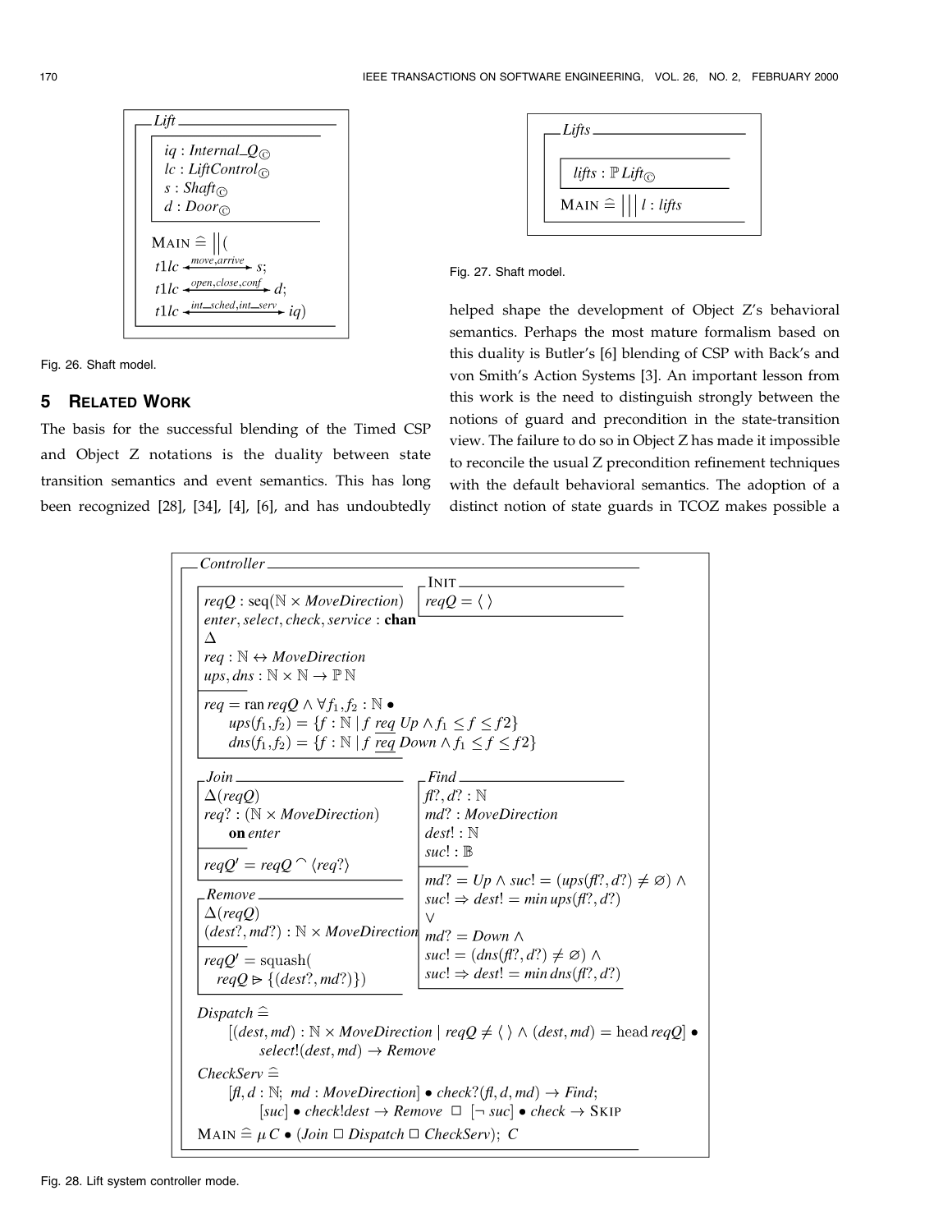*Lift*

$iq : Internal\_Q_{©}$
$lc : LiftControl_{©}$
$s : Shaft_{©}$
$d : Door_{©}$

$$\text{MAIN} \mathrel{\widehat=} \|( t1lc \xleftrightarrow{move, arrive} s;\ t1lc \xleftrightarrow{open, close, conf} d;\ t1lc \xleftrightarrow{int\_sched, int\_serv} iq)$$

Fig. 26. Shaft model.

*Lifts*

$lifts : \mathbb{P}\, Lift_{©}$

$$\text{MAIN} \mathrel{\widehat=} |||\, l : lifts$$

Fig. 27. Shaft model.

## 5 Related Work

The basis for the successful blending of the Timed CSP and Object Z notations is the duality between state transition semantics and event semantics. This has long been recognized [28], [34], [4], [6], and has undoubtedly helped shape the development of Object Z's behavioral semantics. Perhaps the most mature formalism based on this duality is Butler's [6] blending of CSP with Back's and von Smith's Action Systems [3]. An important lesson from this work is the need to distinguish strongly between the notions of guard and precondition in the state-transition view. The failure to do so in Object Z has made it impossible to reconcile the usual Z precondition refinement techniques with the default behavioral semantics. The adoption of a distinct notion of state guards in TCOZ makes possible a

*Controller*

$reqQ : \text{seq}(\mathbb{N} \times MoveDirection)$
$enter, select, check, service : \mathbf{chan}$
$\Delta$
$req : \mathbb{N} \leftrightarrow MoveDirection$
$ups, dns : \mathbb{N} \times \mathbb{N} \to \mathbb{P}\,\mathbb{N}$

$req = \text{ran}\, reqQ \wedge \forall f_1, f_2 : \mathbb{N} \bullet$
$\quad ups(f_1, f_2) = \{f : \mathbb{N} \mid f\ \underline{req}\ Up \wedge f_1 \leq f \leq f2\}$
$\quad dns(f_1, f_2) = \{f : \mathbb{N} \mid f\ \underline{req}\ Down \wedge f_1 \leq f \leq f2\}$

*INIT*

$reqQ = \langle\, \rangle$

*Join*

$\Delta(reqQ)$
$req? : (\mathbb{N} \times MoveDirection)$
$\quad$ **on** $enter$

$reqQ' = reqQ \frown \langle req? \rangle$

*Find*

$fl?, d? : \mathbb{N}$
$md? : MoveDirection$
$dest! : \mathbb{N}$
$suc! : \mathbb{B}$

$md? = Up \wedge suc! = (ups(fl?, d?) \neq \varnothing) \wedge$
$suc! \Rightarrow dest! = min\, ups(fl?, d?)$
$\vee$
$md? = Down \wedge$
$suc! = (dns(fl?, d?) \neq \varnothing) \wedge$
$suc! \Rightarrow dest! = min\, dns(fl?, d?)$

*Remove*

$\Delta(reqQ)$
$(dest?, md?) : \mathbb{N} \times MoveDirection$

$reqQ' = \text{squash}(reqQ \rhd \{(dest?, md?)\})$

$Dispatch \mathrel{\widehat=}$
$\quad [(dest, md) : \mathbb{N} \times MoveDirection \mid reqQ \neq \langle\, \rangle \wedge (dest, md) = \text{head}\, reqQ] \bullet$
$\quad\quad select!(dest, md) \to Remove$

$CheckServ \mathrel{\widehat=}$
$\quad [fl, d : \mathbb{N};\ md : MoveDirection] \bullet check?(fl, d, md) \to Find;$
$\quad\quad [suc] \bullet check!dest \to Remove\ \Box\ [\neg\, suc] \bullet check \to \text{SKIP}$

$\text{MAIN} \mathrel{\widehat=} \mu\, C \bullet (Join\ \Box\ Dispatch\ \Box\ CheckServ);\ C$

Fig. 28. Lift system controller mode.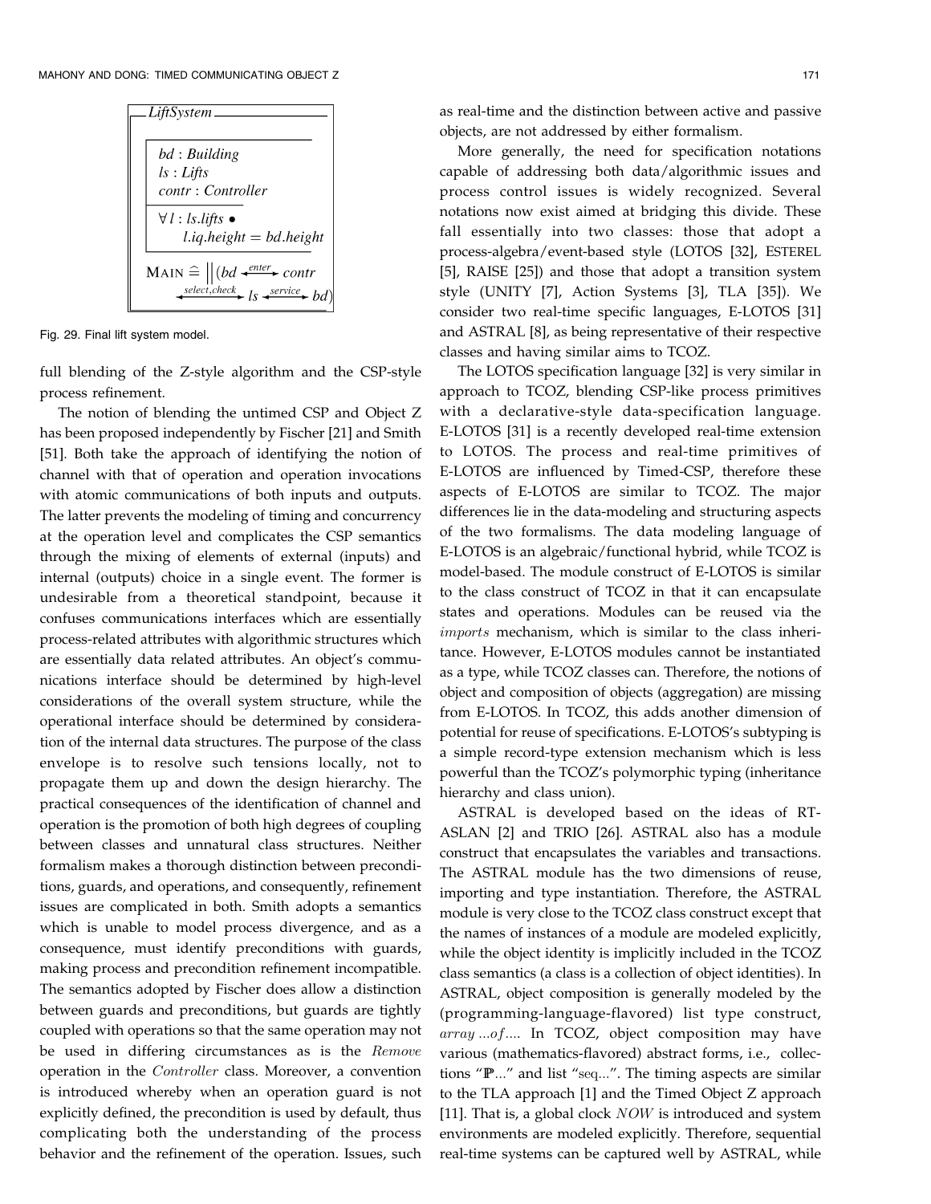**LiftSystem**

$bd : Building$
$ls : Lifts$
$contr : Controller$

$\forall\, l : ls.lifts \bullet$
$\quad l.iq.height = bd.height$

$$\text{MAIN} \mathrel{\widehat=} \big\|(bd \xleftrightarrow{enter} contr \xleftrightarrow{select,check} ls \xleftrightarrow{service} bd)$$

Fig. 29. Final lift system model.

full blending of the Z-style algorithm and the CSP-style process refinement.

The notion of blending the untimed CSP and Object Z has been proposed independently by Fischer [21] and Smith [51]. Both take the approach of identifying the notion of channel with that of operation and operation invocations with atomic communications of both inputs and outputs. The latter prevents the modeling of timing and concurrency at the operation level and complicates the CSP semantics through the mixing of elements of external (inputs) and internal (outputs) choice in a single event. The former is undesirable from a theoretical standpoint, because it confuses communications interfaces which are essentially process-related attributes with algorithmic structures which are essentially data related attributes. An object's communications interface should be determined by high-level considerations of the overall system structure, while the operational interface should be determined by consideration of the internal data structures. The purpose of the class envelope is to resolve such tensions locally, not to propagate them up and down the design hierarchy. The practical consequences of the identification of channel and operation is the promotion of both high degrees of coupling between classes and unnatural class structures. Neither formalism makes a thorough distinction between preconditions, guards, and operations, and consequently, refinement issues are complicated in both. Smith adopts a semantics which is unable to model process divergence, and as a consequence, must identify preconditions with guards, making process and precondition refinement incompatible. The semantics adopted by Fischer does allow a distinction between guards and preconditions, but guards are tightly coupled with operations so that the same operation may not be used in differing circumstances as is the $Remove$ operation in the $Controller$ class. Moreover, a convention is introduced whereby when an operation guard is not explicitly defined, the precondition is used by default, thus complicating both the understanding of the process behavior and the refinement of the operation. Issues, such as real-time and the distinction between active and passive objects, are not addressed by either formalism.

More generally, the need for specification notations capable of addressing both data/algorithmic issues and process control issues is widely recognized. Several notations now exist aimed at bridging this divide. These fall essentially into two classes: those that adopt a process-algebra/event-based style (LOTOS [32], ESTEREL [5], RAISE [25]) and those that adopt a transition system style (UNITY [7], Action Systems [3], TLA [35]). We consider two real-time specific languages, E-LOTOS [31] and ASTRAL [8], as being representative of their respective classes and having similar aims to TCOZ.

The LOTOS specification language [32] is very similar in approach to TCOZ, blending CSP-like process primitives with a declarative-style data-specification language. E-LOTOS [31] is a recently developed real-time extension to LOTOS. The process and real-time primitives of E-LOTOS are influenced by Timed-CSP, therefore these aspects of E-LOTOS are similar to TCOZ. The major differences lie in the data-modeling and structuring aspects of the two formalisms. The data modeling language of E-LOTOS is an algebraic/functional hybrid, while TCOZ is model-based. The module construct of E-LOTOS is similar to the class construct of TCOZ in that it can encapsulate states and operations. Modules can be reused via the $imports$ mechanism, which is similar to the class inheritance. However, E-LOTOS modules cannot be instantiated as a type, while TCOZ classes can. Therefore, the notions of object and composition of objects (aggregation) are missing from E-LOTOS. In TCOZ, this adds another dimension of potential for reuse of specifications. E-LOTOS's subtyping is a simple record-type extension mechanism which is less powerful than the TCOZ's polymorphic typing (inheritance hierarchy and class union).

ASTRAL is developed based on the ideas of RT-ASLAN [2] and TRIO [26]. ASTRAL also has a module construct that encapsulates the variables and transactions. The ASTRAL module has the two dimensions of reuse, importing and type instantiation. Therefore, the ASTRAL module is very close to the TCOZ class construct except that the names of instances of a module are modeled explicitly, while the object identity is implicitly included in the TCOZ class semantics (a class is a collection of object identities). In ASTRAL, object composition is generally modeled by the (programming-language-flavored) list type construct, $array\ ...of....$ In TCOZ, object composition may have various (mathematics-flavored) abstract forms, i.e., collections "$\mathbb{P}...$" and list "seq...". The timing aspects are similar to the TLA approach [1] and the Timed Object Z approach [11]. That is, a global clock $NOW$ is introduced and system environments are modeled explicitly. Therefore, sequential real-time systems can be captured well by ASTRAL, while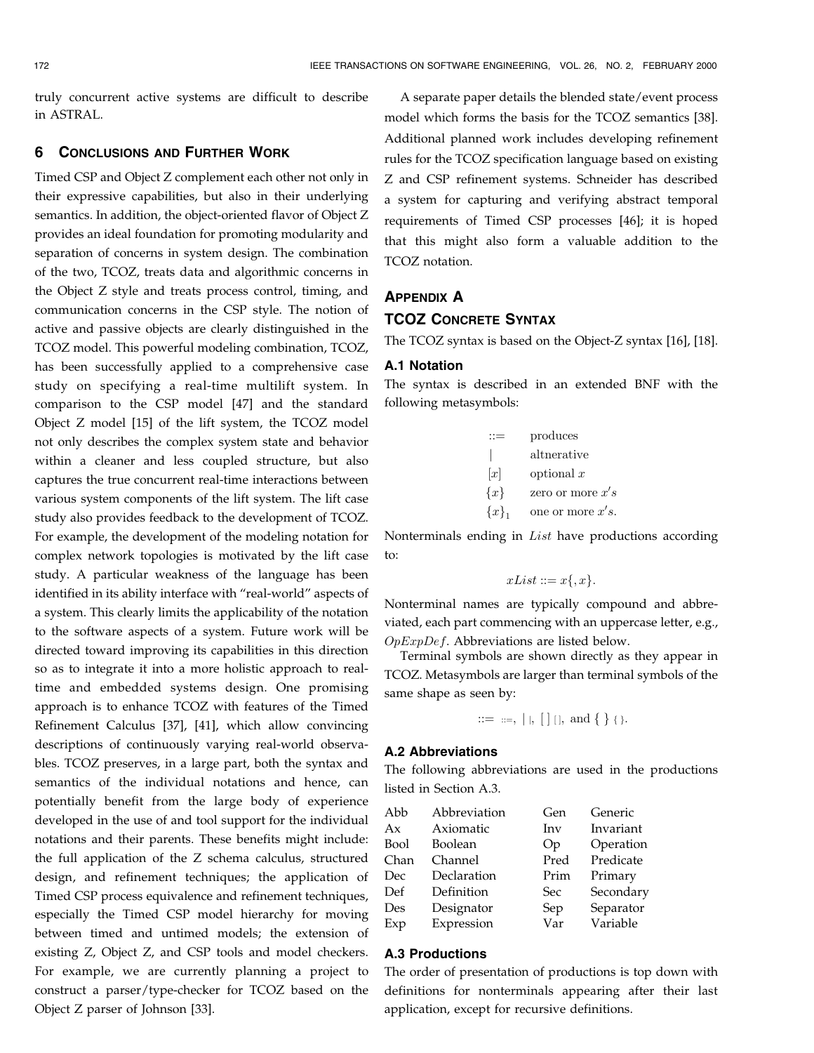truly concurrent active systems are difficult to describe in ASTRAL.

## 6 Conclusions and Further Work

Timed CSP and Object Z complement each other not only in their expressive capabilities, but also in their underlying semantics. In addition, the object-oriented flavor of Object Z provides an ideal foundation for promoting modularity and separation of concerns in system design. The combination of the two, TCOZ, treats data and algorithmic concerns in the Object Z style and treats process control, timing, and communication concerns in the CSP style. The notion of active and passive objects are clearly distinguished in the TCOZ model. This powerful modeling combination, TCOZ, has been successfully applied to a comprehensive case study on specifying a real-time multilift system. In comparison to the CSP model [47] and the standard Object Z model [15] of the lift system, the TCOZ model not only describes the complex system state and behavior within a cleaner and less coupled structure, but also captures the true concurrent real-time interactions between various system components of the lift system. The lift case study also provides feedback to the development of TCOZ. For example, the development of the modeling notation for complex network topologies is motivated by the lift case study. A particular weakness of the language has been identified in its ability interface with "real-world" aspects of a system. This clearly limits the applicability of the notation to the software aspects of a system. Future work will be directed toward improving its capabilities in this direction so as to integrate it into a more holistic approach to real-time and embedded systems design. One promising approach is to enhance TCOZ with features of the Timed Refinement Calculus [37], [41], which allow convincing descriptions of continuously varying real-world observables. TCOZ preserves, in a large part, both the syntax and semantics of the individual notations and hence, can potentially benefit from the large body of experience developed in the use of and tool support for the individual notations and their parents. These benefits might include: the full application of the Z schema calculus, structured design, and refinement techniques; the application of Timed CSP process equivalence and refinement techniques, especially the Timed CSP model hierarchy for moving between timed and untimed models; the extension of existing Z, Object Z, and CSP tools and model checkers. For example, we are currently planning a project to construct a parser/type-checker for TCOZ based on the Object Z parser of Johnson [33].

A separate paper details the blended state/event process model which forms the basis for the TCOZ semantics [38]. Additional planned work includes developing refinement rules for the TCOZ specification language based on existing Z and CSP refinement systems. Schneider has described a system for capturing and verifying abstract temporal requirements of Timed CSP processes [46]; it is hoped that this might also form a valuable addition to the TCOZ notation.

## Appendix A
## TCOZ Concrete Syntax

The TCOZ syntax is based on the Object-Z syntax [16], [18].

### A.1 Notation

The syntax is described in an extended BNF with the following metasymbols:

| | |
|---|---|
| $::=$ | produces |
| $\mid$ | altnerative |
| $[x]$ | optional $x$ |
| $\{x\}$ | zero or more $x'$s |
| $\{x\}_1$ | one or more $x'$s. |

Nonterminals ending in $List$ have productions according to:

$$xList ::= x\{,x\}.$$

Nonterminal names are typically compound and abbreviated, each part commencing with an uppercase letter, e.g., $OpExpDef$. Abbreviations are listed below.

Terminal symbols are shown directly as they appear in TCOZ. Metasymbols are larger than terminal symbols of the same shape as seen by:

$$::= \; ::=, \; | \; |, \; [\,] \; [\,], \text{ and } \{\,\} \; \{\,\}.$$

### A.2 Abbreviations

The following abbreviations are used in the productions listed in Section A.3.

| | | | |
|---|---|---|---|
| Abb | Abbreviation | Gen | Generic |
| Ax | Axiomatic | Inv | Invariant |
| Bool | Boolean | Op | Operation |
| Chan | Channel | Pred | Predicate |
| Dec | Declaration | Prim | Primary |
| Def | Definition | Sec | Secondary |
| Des | Designator | Sep | Separator |
| Exp | Expression | Var | Variable |

### A.3 Productions

The order of presentation of productions is top down with definitions for nonterminals appearing after their last application, except for recursive definitions.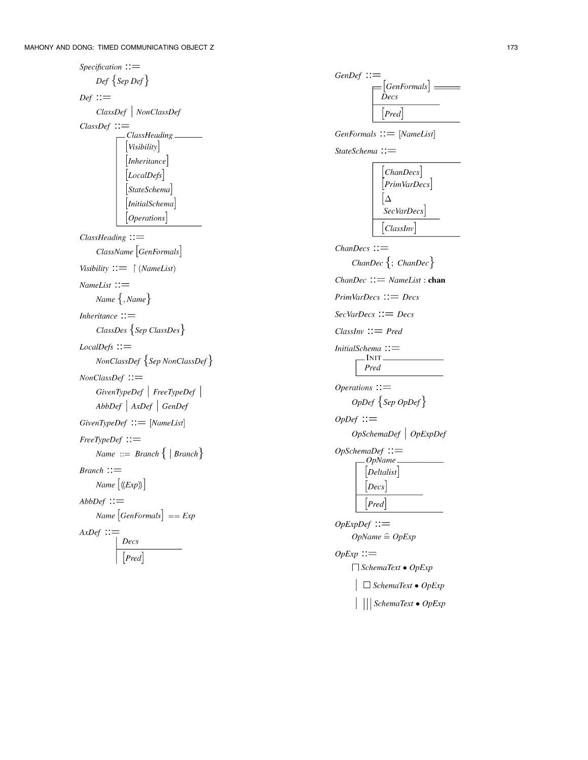*Specification* ::=
  *Def* {*Sep Def*}

*Def* ::=
  *ClassDef* | *NonClassDef*

*ClassDef* ::=

```
┌─ ClassHeading ───────
│ [Visibility]
│ [Inheritance]
│ [LocalDefs]
│ [StateSchema]
│ [InitialSchema]
│ [Operations]
└──────────────────────
```

*ClassHeading* ::=
  *ClassName* [*GenFormals*]

*Visibility* ::= $\upharpoonright$ (*NameList*)

*NameList* ::=
  *Name* {, *Name*}

*Inheritance* ::=
  *ClassDes* {*Sep ClassDes*}

*LocalDefs* ::=
  *NonClassDef* {*Sep NonClassDef*}

*NonClassDef* ::=
  *GivenTypeDef* | *FreeTypeDef* |
  *AbbDef* | *AxDef* | *GenDef*

*GivenTypeDef* ::= [*NameList*]

*FreeTypeDef* ::=
  *Name* ::= *Branch* { | *Branch*}

*Branch* ::=
  *Name* [$\langle\langle$*Exp*$\rangle\rangle$]

*AbbDef* ::=
  *Name* [*GenFormals*] == *Exp*

*AxDef* ::=

```
│ Decs
├──────────
│ [Pred]
```

*GenDef* ::=

```
╒═[GenFormals]═══════
│ Decs
├──────────
│ [Pred]
└──────────────────
```

*GenFormals* ::= [*NameList*]

*StateSchema* ::=

```
┌──────────────────
│ [ChanDecs]
│ [PrimVarDecs]
│ [Δ
│  SecVarDecs]
├──────────
│ [ClassInv]
└──────────────────
```

*ChanDecs* ::=
  *ChanDec* {; *ChanDec*}

*ChanDec* ::= *NameList* : **chan**

*PrimVarDecs* ::= *Decs*

*SecVarDecs* ::= *Decs*

*ClassInv* ::= *Pred*

*InitialSchema* ::=

```
┌─ INIT ───────────
│ Pred
└──────────────────
```

*Operations* ::=
  *OpDef* {*Sep OpDef*}

*OpDef* ::=
  *OpSchemaDef* | *OpExpDef*

*OpSchemaDef* ::=

```
┌─ OpName ─────────
│ [Deltalist]
│ [Decs]
├──────────
│ [Pred]
└──────────────────
```

*OpExpDef* ::=
  *OpName* $\widehat{=}$ *OpExp*

*OpExp* ::=
  $\sqcap$ *SchemaText* $\bullet$ *OpExp*
  | $\Box$ *SchemaText* $\bullet$ *OpExp*
  | $|||$ *SchemaText* $\bullet$ *OpExp*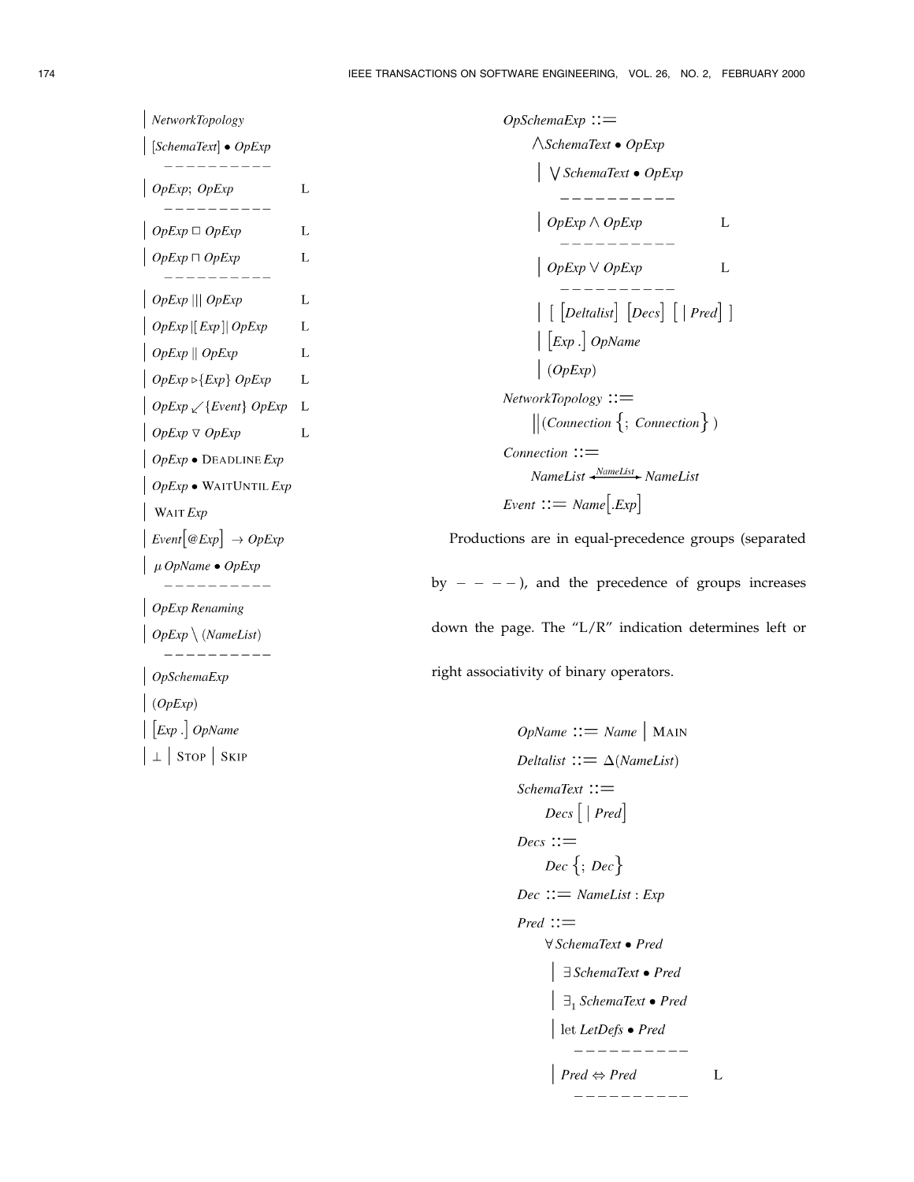```
| NetworkTopology
| [SchemaText] • OpExp
  ----------
| OpExp; OpExp                L
  ----------
| OpExp □ OpExp               L
| OpExp ⊓ OpExp               L
  ----------
| OpExp ||| OpExp             L
| OpExp |[ Exp ]| OpExp       L
| OpExp || OpExp              L
| OpExp ▷{Exp} OpExp          L
| OpExp ↙{Event} OpExp        L
| OpExp ∇ OpExp               L
| OpExp • DEADLINE Exp
| OpExp • WAITUNTIL Exp
| WAIT Exp
| Event[@Exp] → OpExp
| μ OpName • OpExp
  ----------
| OpExp Renaming
| OpExp \ (NameList)
  ----------
| OpSchemaExp
| (OpExp)
| [Exp .] OpName
| ⊥ | STOP | SKIP
```

```
OpSchemaExp ::=
    ⋀ SchemaText • OpExp
  | ⋁ SchemaText • OpExp
    ----------
  | OpExp ∧ OpExp             L
    ----------
  | OpExp ∨ OpExp             L
    ----------
  | [ [Deltalist] [Decs] [ | Pred] ]
  | [Exp .] OpName
  | (OpExp)

NetworkTopology ::=
    ||(Connection {; Connection} )

Connection ::=
    NameList <--NameList--> NameList

Event ::= Name[.Exp]
```

Productions are in equal-precedence groups (separated by $----$), and the precedence of groups increases down the page. The "L/R" indication determines left or right associativity of binary operators.

```
OpName ::= Name | MAIN
Deltalist ::= Δ(NameList)
SchemaText ::=
    Decs [ | Pred]
Decs ::=
    Dec {; Dec}
Dec ::= NameList : Exp
Pred ::=
    ∀ SchemaText • Pred
  | ∃ SchemaText • Pred
  | ∃₁ SchemaText • Pred
  | let LetDefs • Pred
    ----------
  | Pred ⇔ Pred               L
    ----------
```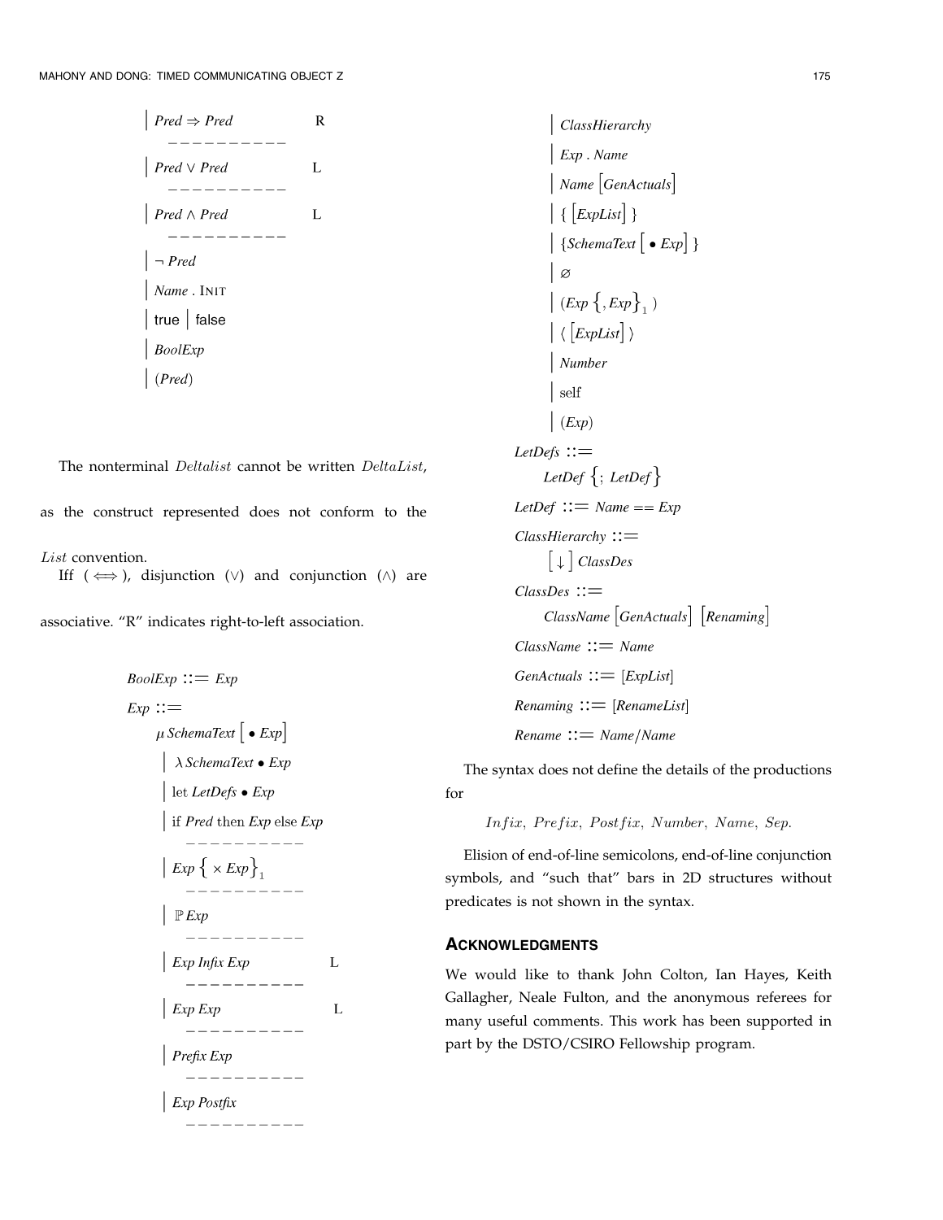```
      | Pred ⇒ Pred            R
        ----------
      | Pred ∨ Pred            L
        ----------
      | Pred ∧ Pred            L
        ----------
      | ¬ Pred
      | Name . INIT
      | true | false
      | BoolExp
      | (Pred)
```

The nonterminal *Deltalist* cannot be written *DeltaList*, as the construct represented does not conform to the *List* convention.

Iff ($\iff$), disjunction ($\vee$) and conjunction ($\wedge$) are associative. "R" indicates right-to-left association.

```
BoolExp ::= Exp
Exp ::=
      μ SchemaText [ • Exp]
      | λ SchemaText • Exp
      | let LetDefs • Exp
      | if Pred then Exp else Exp
        ----------
      | Exp { × Exp }_1
        ----------
      | ℙ Exp
        ----------
      | Exp Infix Exp          L
        ----------
      | Exp Exp                L
        ----------
      | Prefix Exp
        ----------
      | Exp Postfix
        ----------
      | ClassHierarchy
      | Exp . Name
      | Name [GenActuals]
      | { [ExpList] }
      | {SchemaText [ • Exp] }
      | ∅
      | (Exp { , Exp }_1 )
      | ⟨ [ExpList] ⟩
      | Number
      | self
      | (Exp)
LetDefs ::=
      LetDef { ; LetDef }
LetDef ::= Name == Exp
ClassHierarchy ::=
      [ ↓ ] ClassDes
ClassDes ::=
      ClassName [GenActuals] [Renaming]
ClassName ::= Name
GenActuals ::= [ExpList]
Renaming ::= [RenameList]
Rename ::= Name/Name
```

The syntax does not define the details of the productions for

*Infix, Prefix, Postfix, Number, Name, Sep.*

Elision of end-of-line semicolons, end-of-line conjunction symbols, and "such that" bars in 2D structures without predicates is not shown in the syntax.

## ACKNOWLEDGMENTS

We would like to thank John Colton, Ian Hayes, Keith Gallagher, Neale Fulton, and the anonymous referees for many useful comments. This work has been supported in part by the DSTO/CSIRO Fellowship program.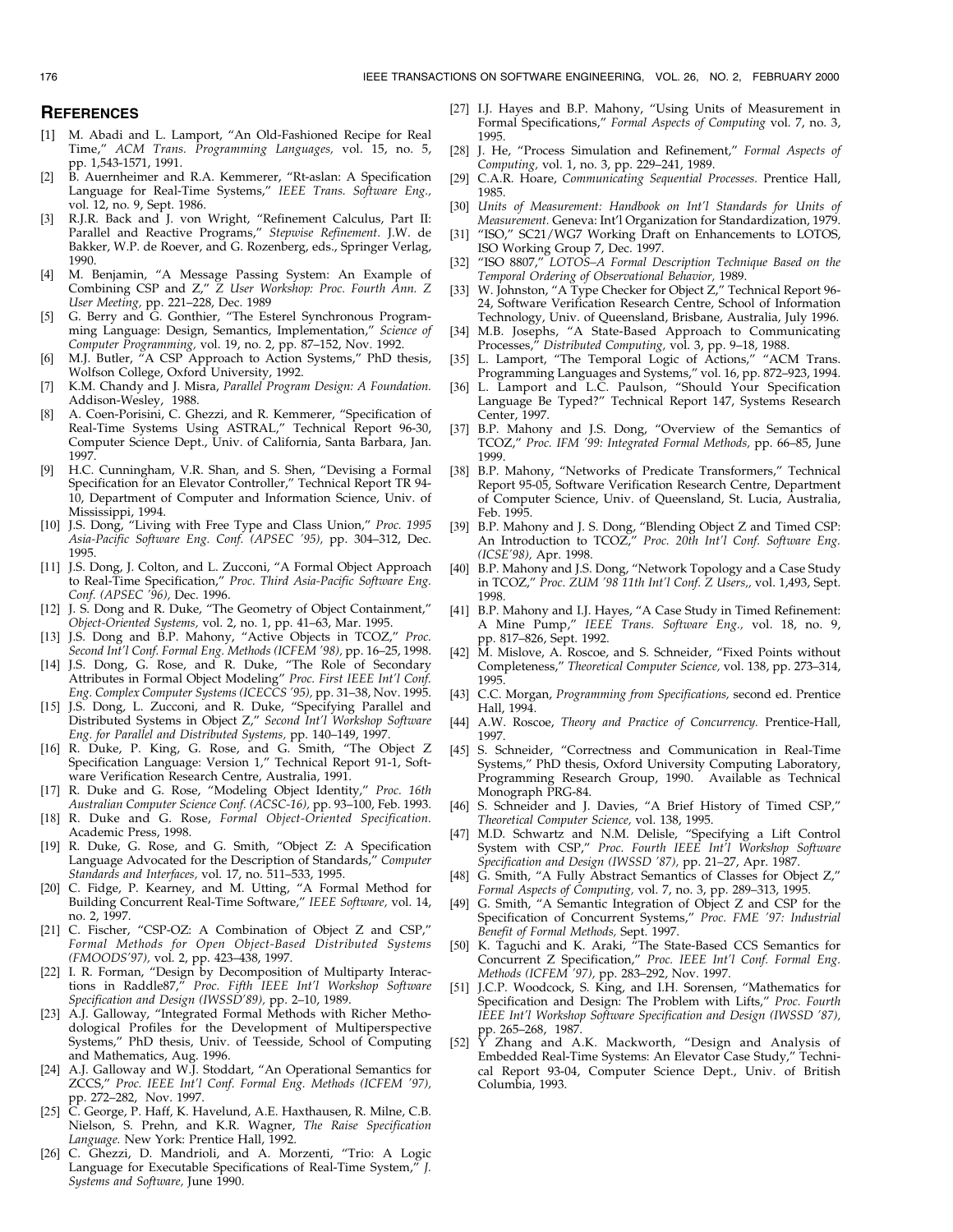## REFERENCES

[1] M. Abadi and L. Lamport, "An Old-Fashioned Recipe for Real Time," *ACM Trans. Programming Languages,* vol. 15, no. 5, pp. 1,543-1571, 1991.

[2] B. Auernheimer and R.A. Kemmerer, "Rt-aslan: A Specification Language for Real-Time Systems," *IEEE Trans. Software Eng.,* vol. 12, no. 9, Sept. 1986.

[3] R.J.R. Back and J. von Wright, "Refinement Calculus, Part II: Parallel and Reactive Programs," *Stepwise Refinement.* J.W. de Bakker, W.P. de Roever, and G. Rozenberg, eds., Springer Verlag, 1990.

[4] M. Benjamin, "A Message Passing System: An Example of Combining CSP and Z," *Z User Workshop: Proc. Fourth Ann. Z User Meeting,* pp. 221–228, Dec. 1989

[5] G. Berry and G. Gonthier, "The Esterel Synchronous Programming Language: Design, Semantics, Implementation," *Science of Computer Programming,* vol. 19, no. 2, pp. 87–152, Nov. 1992.

[6] M.J. Butler, "A CSP Approach to Action Systems," PhD thesis, Wolfson College, Oxford University, 1992.

[7] K.M. Chandy and J. Misra, *Parallel Program Design: A Foundation.* Addison-Wesley, 1988.

[8] A. Coen-Porisini, C. Ghezzi, and R. Kemmerer, "Specification of Real-Time Systems Using ASTRAL," Technical Report 96-30, Computer Science Dept., Univ. of California, Santa Barbara, Jan. 1997.

[9] H.C. Cunningham, V.R. Shan, and S. Shen, "Devising a Formal Specification for an Elevator Controller," Technical Report TR 94-10, Department of Computer and Information Science, Univ. of Mississippi, 1994.

[10] J.S. Dong, "Living with Free Type and Class Union," *Proc. 1995 Asia-Pacific Software Eng. Conf. (APSEC '95),* pp. 304–312, Dec. 1995.

[11] J.S. Dong, J. Colton, and L. Zucconi, "A Formal Object Approach to Real-Time Specification," *Proc. Third Asia-Pacific Software Eng. Conf. (APSEC '96),* Dec. 1996.

[12] J. S. Dong and R. Duke, "The Geometry of Object Containment," *Object-Oriented Systems,* vol. 2, no. 1, pp. 41–63, Mar. 1995.

[13] J.S. Dong and B.P. Mahony, "Active Objects in TCOZ," *Proc. Second Int'l Conf. Formal Eng. Methods (ICFEM '98),* pp. 16–25, 1998.

[14] J.S. Dong, G. Rose, and R. Duke, "The Role of Secondary Attributes in Formal Object Modeling" *Proc. First IEEE Int'l Conf. Eng. Complex Computer Systems (ICECCS '95),* pp. 31–38, Nov. 1995.

[15] J.S. Dong, L. Zucconi, and R. Duke, "Specifying Parallel and Distributed Systems in Object Z," *Second Int'l Workshop Software Eng. for Parallel and Distributed Systems,* pp. 140–149, 1997.

[16] R. Duke, P. King, G. Rose, and G. Smith, "The Object Z Specification Language: Version 1," Technical Report 91-1, Software Verification Research Centre, Australia, 1991.

[17] R. Duke and G. Rose, "Modeling Object Identity," *Proc. 16th Australian Computer Science Conf. (ACSC-16),* pp. 93–100, Feb. 1993.

[18] R. Duke and G. Rose, *Formal Object-Oriented Specification.* Academic Press, 1998.

[19] R. Duke, G. Rose, and G. Smith, "Object Z: A Specification Language Advocated for the Description of Standards," *Computer Standards and Interfaces,* vol. 17, no. 511–533, 1995.

[20] C. Fidge, P. Kearney, and M. Utting, "A Formal Method for Building Concurrent Real-Time Software," *IEEE Software,* vol. 14, no. 2, 1997.

[21] C. Fischer, "CSP-OZ: A Combination of Object Z and CSP," *Formal Methods for Open Object-Based Distributed Systems (FMOODS'97),* vol. 2, pp. 423–438, 1997.

[22] I. R. Forman, "Design by Decomposition of Multiparty Interactions in Raddle87," *Proc. Fifth IEEE Int'l Workshop Software Specification and Design (IWSSD'89),* pp. 2–10, 1989.

[23] A.J. Galloway, "Integrated Formal Methods with Richer Methodological Profiles for the Development of Multiperspective Systems," PhD thesis, Univ. of Teesside, School of Computing and Mathematics, Aug. 1996.

[24] A.J. Galloway and W.J. Stoddart, "An Operational Semantics for ZCCS," *Proc. IEEE Int'l Conf. Formal Eng. Methods (ICFEM '97),* pp. 272–282, Nov. 1997.

[25] C. George, P. Haff, K. Havelund, A.E. Haxthausen, R. Milne, C.B. Nielson, S. Prehn, and K.R. Wagner, *The Raise Specification Language.* New York: Prentice Hall, 1992.

[26] C. Ghezzi, D. Mandrioli, and A. Morzenti, "Trio: A Logic Language for Executable Specifications of Real-Time System," *J. Systems and Software,* June 1990.

[27] I.J. Hayes and B.P. Mahony, "Using Units of Measurement in Formal Specifications," *Formal Aspects of Computing* vol. 7, no. 3, 1995.

[28] J. He, "Process Simulation and Refinement," *Formal Aspects of Computing,* vol. 1, no. 3, pp. 229–241, 1989.

[29] C.A.R. Hoare, *Communicating Sequential Processes.* Prentice Hall, 1985.

[30] *Units of Measurement: Handbook on Int'l Standards for Units of Measurement.* Geneva: Int'l Organization for Standardization, 1979.

[31] "ISO," SC21/WG7 Working Draft on Enhancements to LOTOS, ISO Working Group 7, Dec. 1997.

[32] "ISO 8807," *LOTOS–A Formal Description Technique Based on the Temporal Ordering of Observational Behavior,* 1989.

[33] W. Johnston, "A Type Checker for Object Z," Technical Report 96-24, Software Verification Research Centre, School of Information Technology, Univ. of Queensland, Brisbane, Australia, July 1996.

[34] M.B. Josephs, "A State-Based Approach to Communicating Processes," *Distributed Computing,* vol. 3, pp. 9–18, 1988.

[35] L. Lamport, "The Temporal Logic of Actions," "ACM Trans. Programming Languages and Systems," vol. 16, pp. 872–923, 1994.

[36] L. Lamport and L.C. Paulson, "Should Your Specification Language Be Typed?" Technical Report 147, Systems Research Center, 1997.

[37] B.P. Mahony and J.S. Dong, "Overview of the Semantics of TCOZ," *Proc. IFM '99: Integrated Formal Methods,* pp. 66–85, June 1999.

[38] B.P. Mahony, "Networks of Predicate Transformers," Technical Report 95-05, Software Verification Research Centre, Department of Computer Science, Univ. of Queensland, St. Lucia, Australia, Feb. 1995.

[39] B.P. Mahony and J. S. Dong, "Blending Object Z and Timed CSP: An Introduction to TCOZ," *Proc. 20th Int'l Conf. Software Eng. (ICSE'98),* Apr. 1998.

[40] B.P. Mahony and J.S. Dong, "Network Topology and a Case Study in TCOZ," *Proc. ZUM '98 11th Int'l Conf. Z Users,*, vol. 1,493, Sept. 1998.

[41] B.P. Mahony and I.J. Hayes, "A Case Study in Timed Refinement: A Mine Pump," *IEEE Trans. Software Eng.,* vol. 18, no. 9, pp. 817–826, Sept. 1992.

[42] M. Mislove, A. Roscoe, and S. Schneider, "Fixed Points without Completeness," *Theoretical Computer Science,* vol. 138, pp. 273–314, 1995.

[43] C.C. Morgan, *Programming from Specifications,* second ed. Prentice Hall, 1994.

[44] A.W. Roscoe, *Theory and Practice of Concurrency.* Prentice-Hall, 1997.

[45] S. Schneider, "Correctness and Communication in Real-Time Systems," PhD thesis, Oxford University Computing Laboratory, Programming Research Group, 1990. Available as Technical Monograph PRG-84.

[46] S. Schneider and J. Davies, "A Brief History of Timed CSP," *Theoretical Computer Science,* vol. 138, 1995.

[47] M.D. Schwartz and N.M. Delisle, "Specifying a Lift Control System with CSP," *Proc. Fourth IEEE Int'l Workshop Software Specification and Design (IWSSD '87),* pp. 21–27, Apr. 1987.

[48] G. Smith, "A Fully Abstract Semantics of Classes for Object Z," *Formal Aspects of Computing,* vol. 7, no. 3, pp. 289–313, 1995.

[49] G. Smith, "A Semantic Integration of Object Z and CSP for the Specification of Concurrent Systems," *Proc. FME '97: Industrial Benefit of Formal Methods,* Sept. 1997.

[50] K. Taguchi and K. Araki, "The State-Based CCS Semantics for Concurrent Z Specification," *Proc. IEEE Int'l Conf. Formal Eng. Methods (ICFEM '97),* pp. 283–292, Nov. 1997.

[51] J.C.P. Woodcock, S. King, and I.H. Sorensen, "Mathematics for Specification and Design: The Problem with Lifts," *Proc. Fourth IEEE Int'l Workshop Software Specification and Design (IWSSD '87),* pp. 265–268, 1987.

[52] Y Zhang and A.K. Mackworth, "Design and Analysis of Embedded Real-Time Systems: An Elevator Case Study," Technical Report 93-04, Computer Science Dept., Univ. of British Columbia, 1993.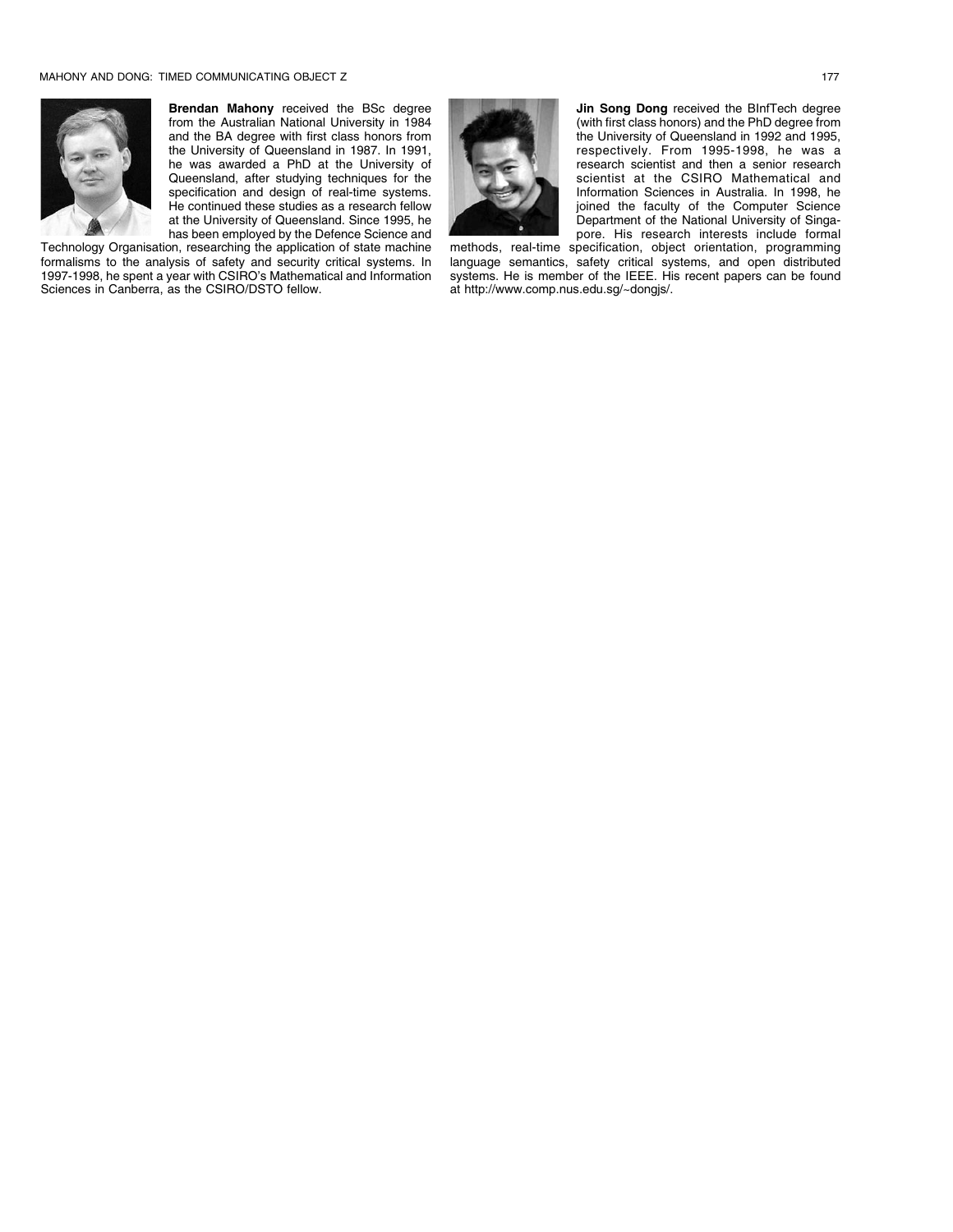**Brendan Mahony** received the BSc degree from the Australian National University in 1984 and the BA degree with first class honors from the University of Queensland in 1987. In 1991, he was awarded a PhD at the University of Queensland, after studying techniques for the specification and design of real-time systems. He continued these studies as a research fellow at the University of Queensland. Since 1995, he has been employed by the Defence Science and Technology Organisation, researching the application of state machine formalisms to the analysis of safety and security critical systems. In 1997-1998, he spent a year with CSIRO's Mathematical and Information Sciences in Canberra, as the CSIRO/DSTO fellow.

**Jin Song Dong** received the BInfTech degree (with first class honors) and the PhD degree from the University of Queensland in 1992 and 1995, respectively. From 1995-1998, he was a research scientist and then a senior research scientist at the CSIRO Mathematical and Information Sciences in Australia. In 1998, he joined the faculty of the Computer Science Department of the National University of Singapore. His research interests include formal methods, real-time specification, object orientation, programming language semantics, safety critical systems, and open distributed systems. He is member of the IEEE. His recent papers can be found at http://www.comp.nus.edu.sg/~dongjs/.